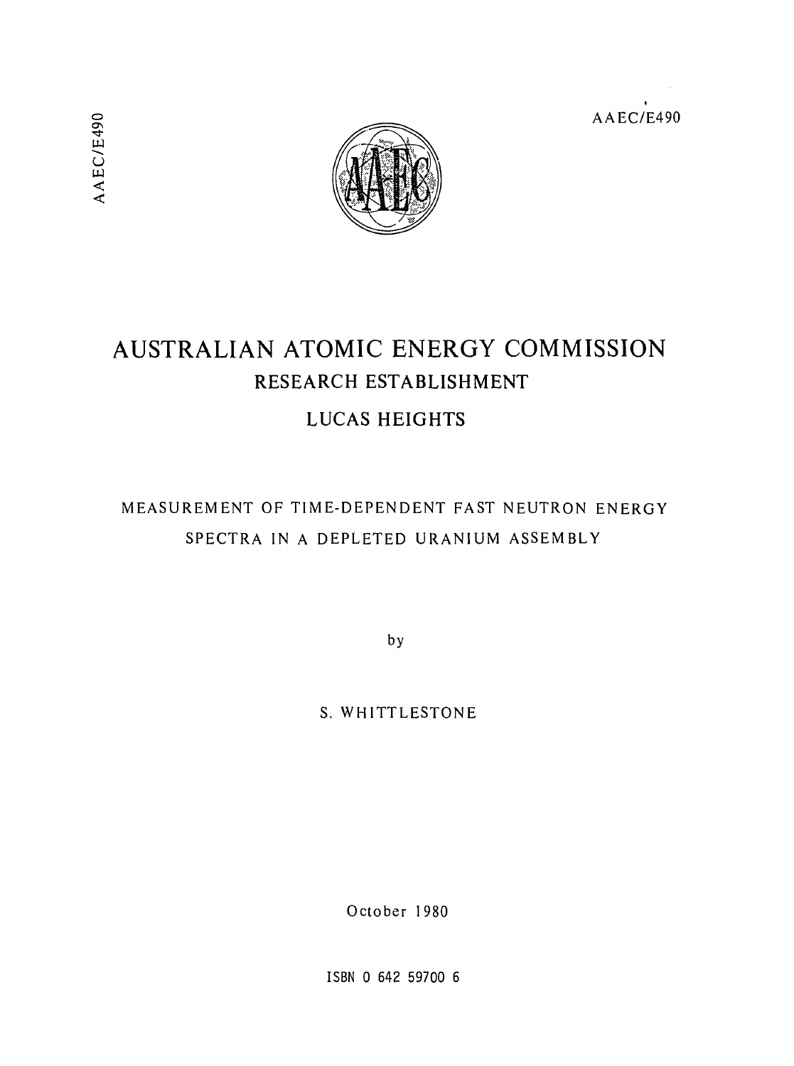AAEC/E490

# AUSTRALIAN ATOMIC ENERGY COMMISSION

## RESEARCH ESTABLISHMENT

## LUCAS HEIGHTS

### MEASUREMENT OF TIME-DEPENDENT FAST NEUTRON ENERGY SPECTRA IN A DEPLETED URANIUM ASSEMBLY

by

S. WHITTLESTONE

October 1980

ISBN 0 642 59700 6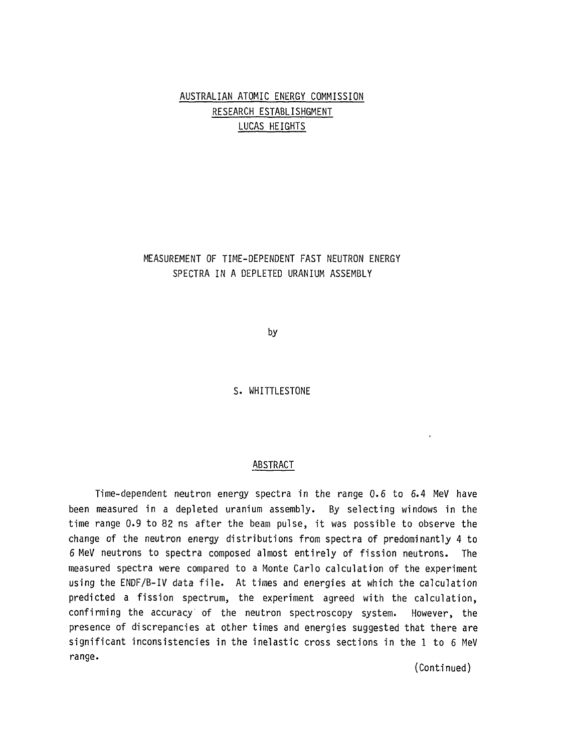AUSTRALIAN ATOMIC ENERGY COMMISSION
RESEARCH ESTABLISHGMENT
LUCAS HEIGHTS

# MEASUREMENT OF TIME-DEPENDENT FAST NEUTRON ENERGY SPECTRA IN A DEPLETED URANIUM ASSEMBLY

by

S. WHITTLESTONE

## ABSTRACT

Time-dependent neutron energy spectra in the range 0.6 to 6.4 MeV have been measured in a depleted uranium assembly. By selecting windows in the time range 0.9 to 82 ns after the beam pulse, it was possible to observe the change of the neutron energy distributions from spectra of predominantly 4 to 6 MeV neutrons to spectra composed almost entirely of fission neutrons. The measured spectra were compared to a Monte Carlo calculation of the experiment using the ENDF/B-IV data file. At times and energies at which the calculation predicted a fission spectrum, the experiment agreed with the calculation, confirming the accuracy of the neutron spectroscopy system. However, the presence of discrepancies at other times and energies suggested that there are significant inconsistencies in the inelastic cross sections in the 1 to 6 MeV range.

(Continued)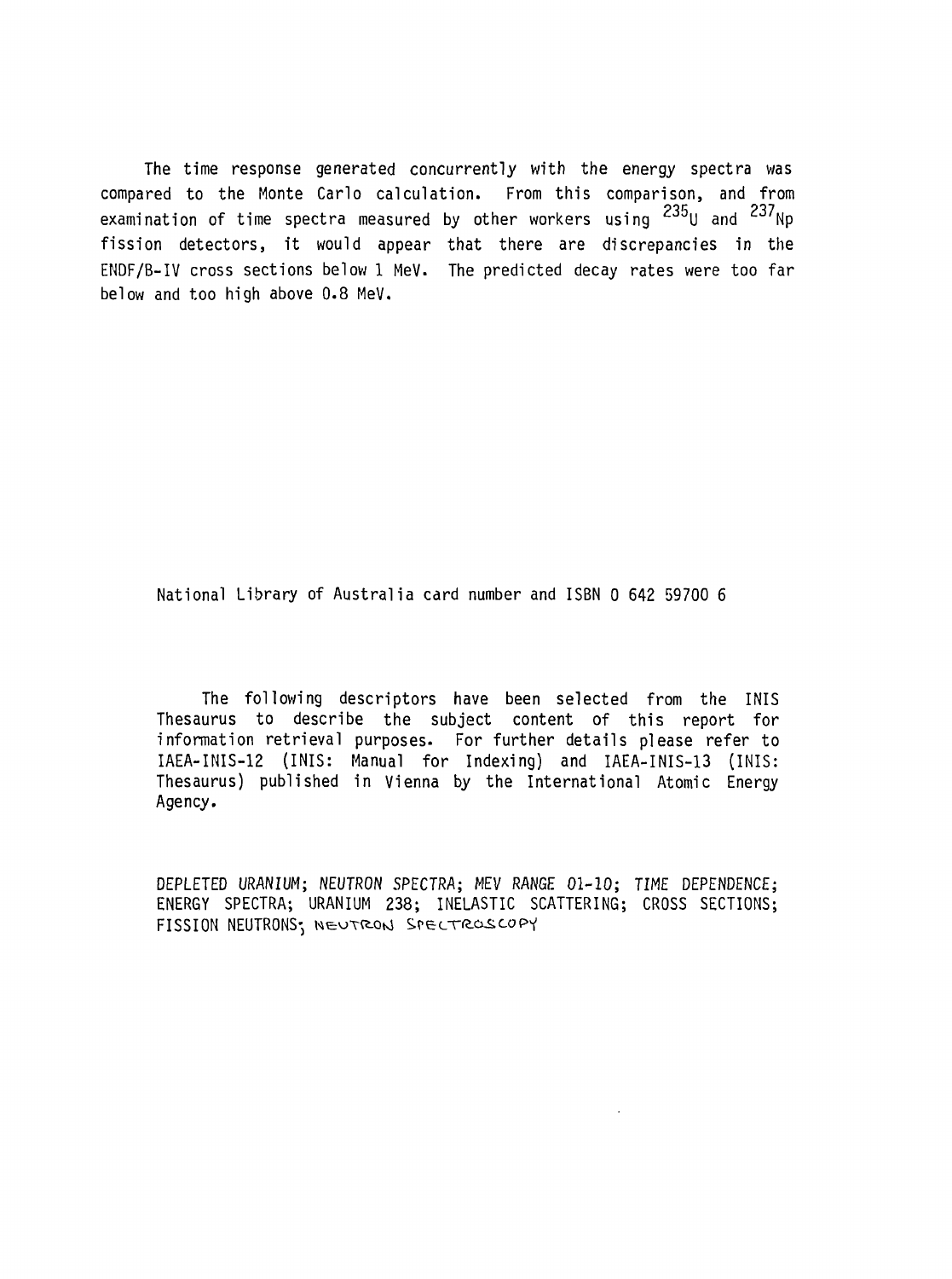The time response generated concurrently with the energy spectra was compared to the Monte Carlo calculation. From this comparison, and from examination of time spectra measured by other workers using $^{235}U$ and $^{237}Np$ fission detectors, it would appear that there are discrepancies in the ENDF/B-IV cross sections below 1 MeV. The predicted decay rates were too far below and too high above 0.8 MeV.

National Library of Australia card number and ISBN 0 642 59700 6

The following descriptors have been selected from the INIS Thesaurus to describe the subject content of this report for information retrieval purposes. For further details please refer to IAEA-INIS-12 (INIS: Manual for Indexing) and IAEA-INIS-13 (INIS: Thesaurus) published in Vienna by the International Atomic Energy Agency.

DEPLETED *URANIUM*; *NEUTRON SPECTRA*; *MEV RANGE 01-10*; *TIME DEPENDENCE*; ENERGY SPECTRA; URANIUM 238; INELASTIC SCATTERING; CROSS SECTIONS; FISSION NEUTRONS; NEUTRON SPECTROSCOPY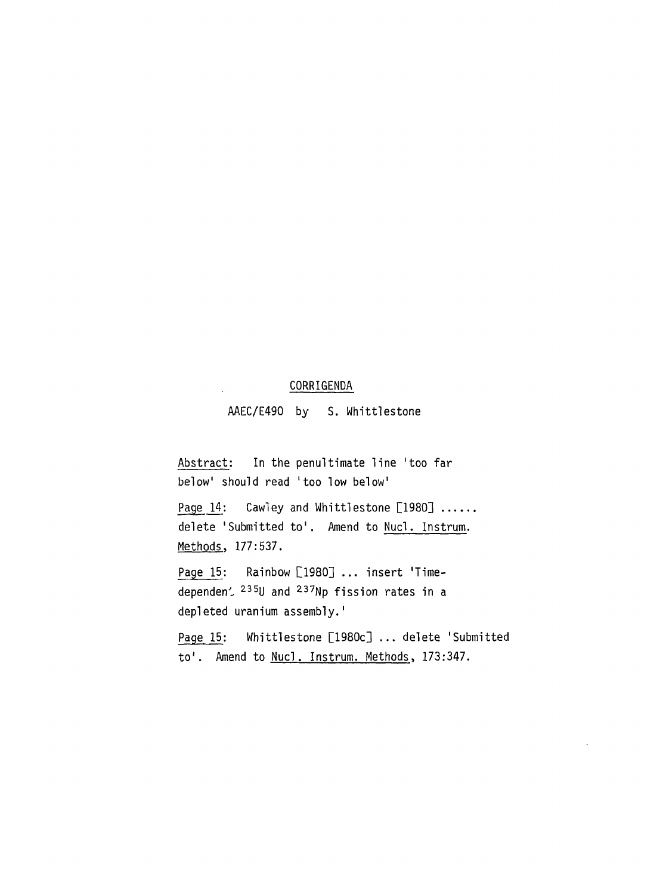# CORRIGENDA

AAEC/E490 by S. Whittlestone

Abstract: In the penultimate line 'too far below' should read 'too low below'

Page 14: Cawley and Whittlestone [1980] ...... delete 'Submitted to'. Amend to Nucl. Instrum. Methods, 177:537.

Page 15: Rainbow [1980] ... insert 'Time-dependent $^{235}U$ and $^{237}Np$ fission rates in a depleted uranium assembly.'

Page 15: Whittlestone [1980c] ... delete 'Submitted to'. Amend to Nucl. Instrum. Methods, 173:347.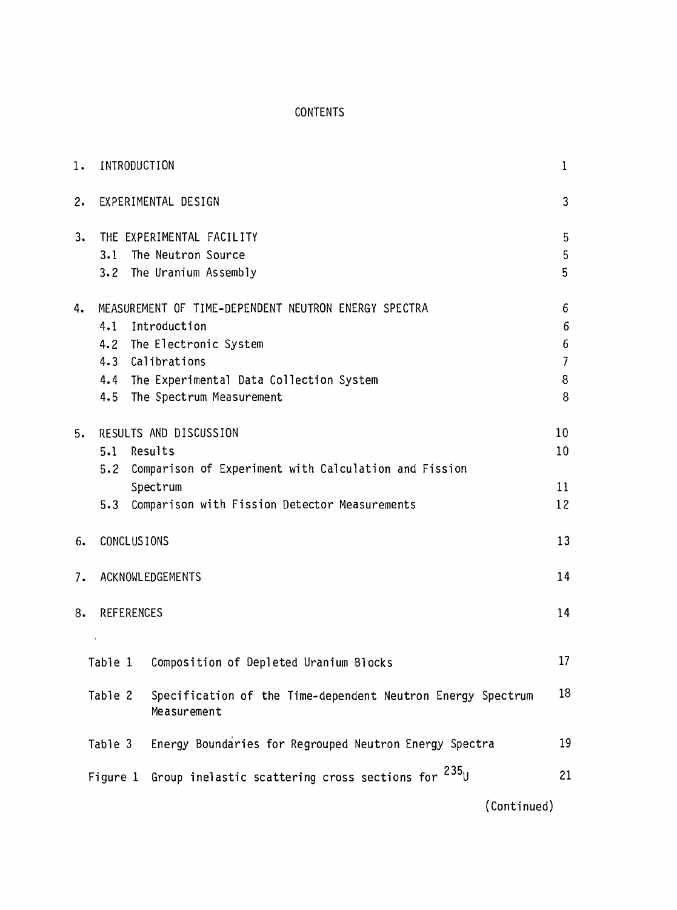# CONTENTS

| | | |
|---|---|---|
| 1. | INTRODUCTION | 1 |
| 2. | EXPERIMENTAL DESIGN | 3 |
| 3. | THE EXPERIMENTAL FACILITY | 5 |
| | 3.1 The Neutron Source | 5 |
| | 3.2 The Uranium Assembly | 5 |
| 4. | MEASUREMENT OF TIME-DEPENDENT NEUTRON ENERGY SPECTRA | 6 |
| | 4.1 Introduction | 6 |
| | 4.2 The Electronic System | 6 |
| | 4.3 Calibrations | 7 |
| | 4.4 The Experimental Data Collection System | 8 |
| | 4.5 The Spectrum Measurement | 8 |
| 5. | RESULTS AND DISCUSSION | 10 |
| | 5.1 Results | 10 |
| | 5.2 Comparison of Experiment with Calculation and Fission Spectrum | 11 |
| | 5.3 Comparison with Fission Detector Measurements | 12 |
| 6. | CONCLUSIONS | 13 |
| 7. | ACKNOWLEDGEMENTS | 14 |
| 8. | REFERENCES | 14 |

| | | |
|---|---|---|
| Table 1 | Composition of Depleted Uranium Blocks | 17 |
| Table 2 | Specification of the Time-dependent Neutron Energy Spectrum Measurement | 18 |
| Table 3 | Energy Boundaries for Regrouped Neutron Energy Spectra | 19 |
| Figure 1 | Group inelastic scattering cross sections for $^{235}U$ | 21 |

(Continued)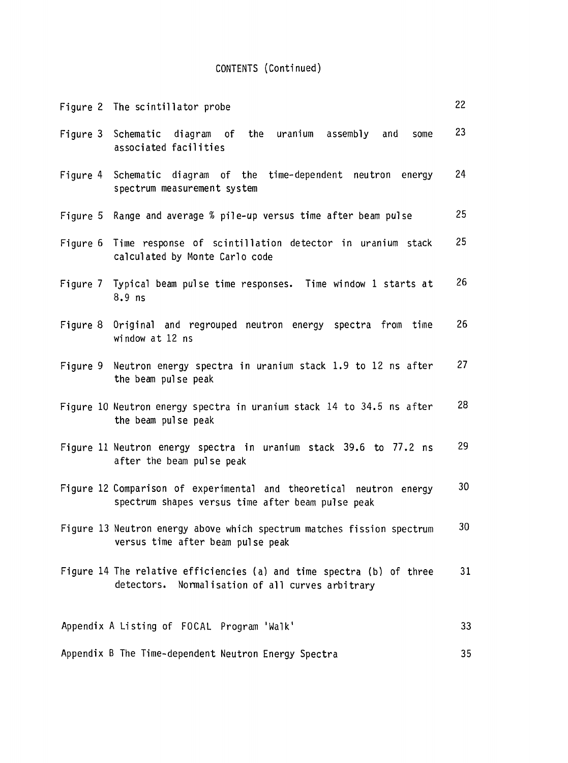CONTENTS (Continued)

| | | |
|---|---|---|
| Figure 2 | The scintillator probe | 22 |
| Figure 3 | Schematic diagram of the uranium assembly and some associated facilities | 23 |
| Figure 4 | Schematic diagram of the time-dependent neutron energy spectrum measurement system | 24 |
| Figure 5 | Range and average % pile-up versus time after beam pulse | 25 |
| Figure 6 | Time response of scintillation detector in uranium stack calculated by Monte Carlo code | 25 |
| Figure 7 | Typical beam pulse time responses. Time window 1 starts at 8.9 ns | 26 |
| Figure 8 | Original and regrouped neutron energy spectra from time window at 12 ns | 26 |
| Figure 9 | Neutron energy spectra in uranium stack 1.9 to 12 ns after the beam pulse peak | 27 |
| Figure 10 | Neutron energy spectra in uranium stack 14 to 34.5 ns after the beam pulse peak | 28 |
| Figure 11 | Neutron energy spectra in uranium stack 39.6 to 77.2 ns after the beam pulse peak | 29 |
| Figure 12 | Comparison of experimental and theoretical neutron energy spectrum shapes versus time after beam pulse peak | 30 |
| Figure 13 | Neutron energy above which spectrum matches fission spectrum versus time after beam pulse peak | 30 |
| Figure 14 | The relative efficiencies (a) and time spectra (b) of three detectors. Normalisation of all curves arbitrary | 31 |

| | |
|---|---|
| Appendix A Listing of FOCAL Program 'Walk' | 33 |
| Appendix B The Time-dependent Neutron Energy Spectra | 35 |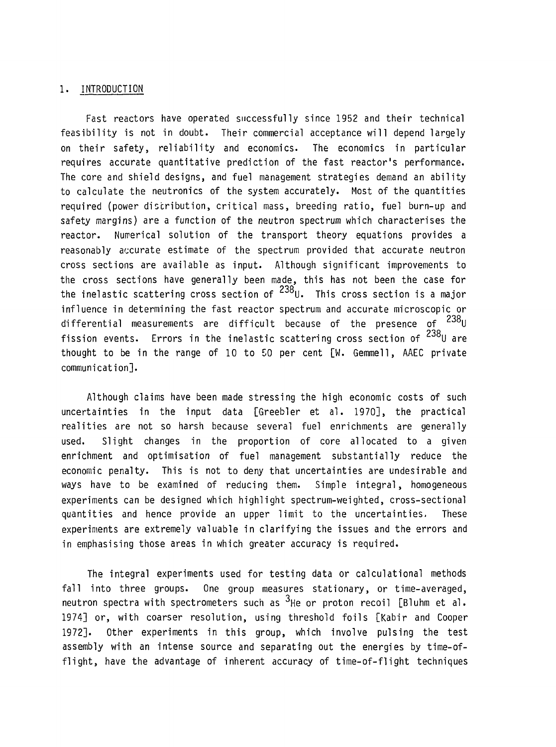## 1. INTRODUCTION

Fast reactors have operated successfully since 1952 and their technical feasibility is not in doubt. Their commercial acceptance will depend largely on their safety, reliability and economics. The economics in particular requires accurate quantitative prediction of the fast reactor's performance. The core and shield designs, and fuel management strategies demand an ability to calculate the neutronics of the system accurately. Most of the quantities required (power distribution, critical mass, breeding ratio, fuel burn-up and safety margins) are a function of the neutron spectrum which characterises the reactor. Numerical solution of the transport theory equations provides a reasonably accurate estimate of the spectrum provided that accurate neutron cross sections are available as input. Although significant improvements to the cross sections have generally been made, this has not been the case for the inelastic scattering cross section of $^{238}U$. This cross section is a major influence in determining the fast reactor spectrum and accurate microscopic or differential measurements are difficult because of the presence of $^{238}U$ fission events. Errors in the inelastic scattering cross section of $^{238}U$ are thought to be in the range of 10 to 50 per cent [W. Gemmell, AAEC private communication].

Although claims have been made stressing the high economic costs of such uncertainties in the input data [Greebler et al. 1970], the practical realities are not so harsh because several fuel enrichments are generally used. Slight changes in the proportion of core allocated to a given enrichment and optimisation of fuel management substantially reduce the economic penalty. This is not to deny that uncertainties are undesirable and ways have to be examined of reducing them. Simple integral, homogeneous experiments can be designed which highlight spectrum-weighted, cross-sectional quantities and hence provide an upper limit to the uncertainties. These experiments are extremely valuable in clarifying the issues and the errors and in emphasising those areas in which greater accuracy is required.

The integral experiments used for testing data or calculational methods fall into three groups. One group measures stationary, or time-averaged, neutron spectra with spectrometers such as $^{3}He$ or proton recoil [Bluhm et al. 1974] or, with coarser resolution, using threshold foils [Kabir and Cooper 1972]. Other experiments in this group, which involve pulsing the test assembly with an intense source and separating out the energies by time-of-flight, have the advantage of inherent accuracy of time-of-flight techniques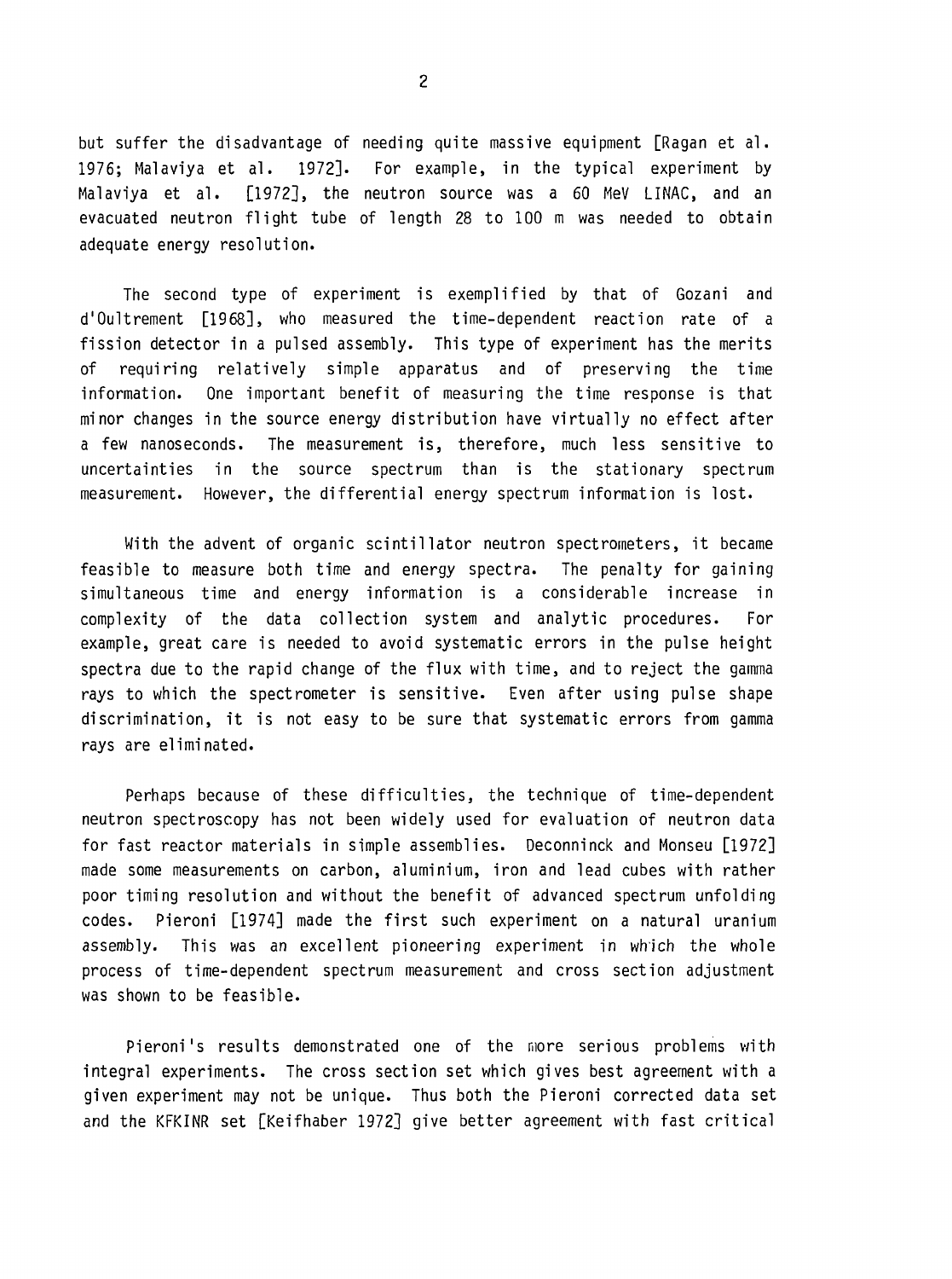but suffer the disadvantage of needing quite massive equipment [Ragan et al. 1976; Malaviya et al. 1972]. For example, in the typical experiment by Malaviya et al. [1972], the neutron source was a 60 MeV LINAC, and an evacuated neutron flight tube of length 28 to 100 m was needed to obtain adequate energy resolution.

The second type of experiment is exemplified by that of Gozani and d'Oultrement [1968], who measured the time-dependent reaction rate of a fission detector in a pulsed assembly. This type of experiment has the merits of requiring relatively simple apparatus and of preserving the time information. One important benefit of measuring the time response is that minor changes in the source energy distribution have virtually no effect after a few nanoseconds. The measurement is, therefore, much less sensitive to uncertainties in the source spectrum than is the stationary spectrum measurement. However, the differential energy spectrum information is lost.

With the advent of organic scintillator neutron spectrometers, it became feasible to measure both time and energy spectra. The penalty for gaining simultaneous time and energy information is a considerable increase in complexity of the data collection system and analytic procedures. For example, great care is needed to avoid systematic errors in the pulse height spectra due to the rapid change of the flux with time, and to reject the gamma rays to which the spectrometer is sensitive. Even after using pulse shape discrimination, it is not easy to be sure that systematic errors from gamma rays are eliminated.

Perhaps because of these difficulties, the technique of time-dependent neutron spectroscopy has not been widely used for evaluation of neutron data for fast reactor materials in simple assemblies. Deconninck and Monseu [1972] made some measurements on carbon, aluminium, iron and lead cubes with rather poor timing resolution and without the benefit of advanced spectrum unfolding codes. Pieroni [1974] made the first such experiment on a natural uranium assembly. This was an excellent pioneering experiment in which the whole process of time-dependent spectrum measurement and cross section adjustment was shown to be feasible.

Pieroni's results demonstrated one of the more serious problems with integral experiments. The cross section set which gives best agreement with a given experiment may not be unique. Thus both the Pieroni corrected data set and the KFKINR set [Keifhaber 1972] give better agreement with fast critical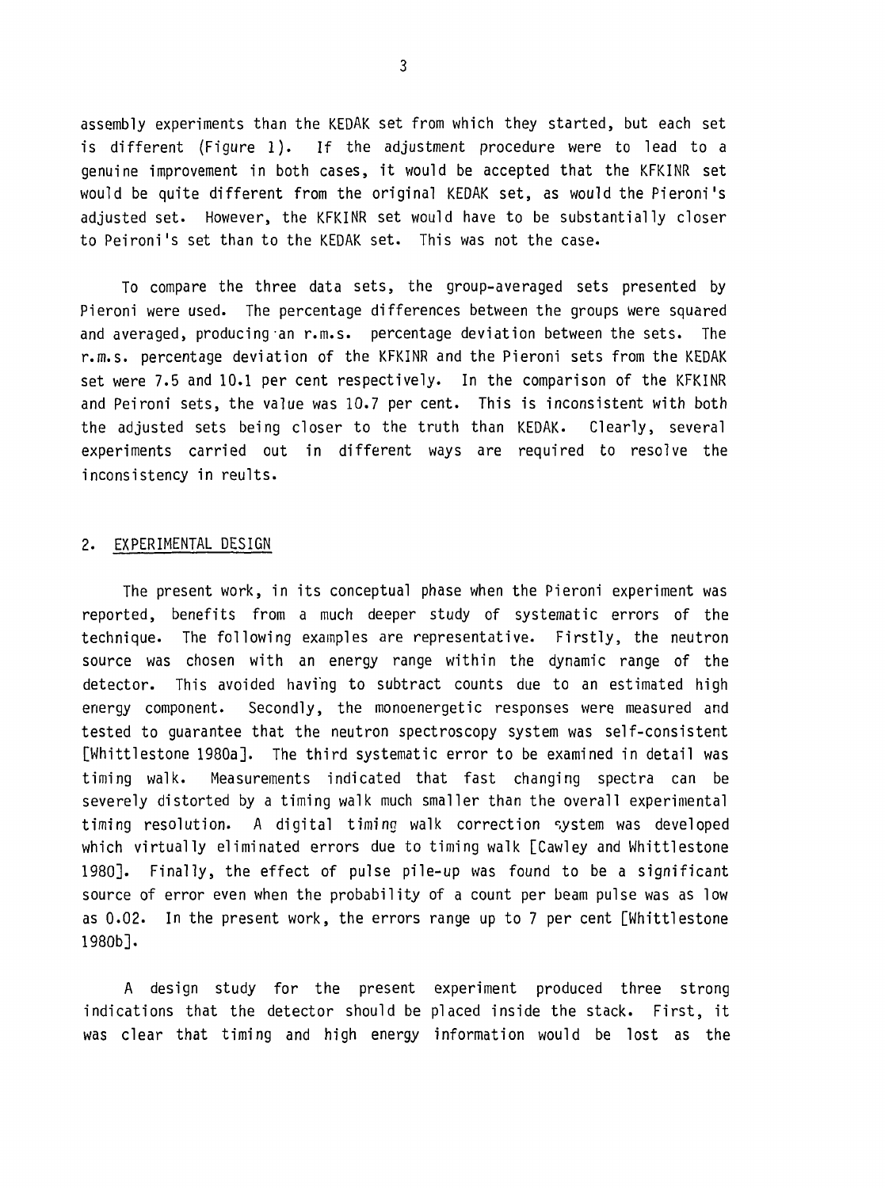assembly experiments than the KEDAK set from which they started, but each set is different (Figure 1). If the adjustment procedure were to lead to a genuine improvement in both cases, it would be accepted that the KFKINR set would be quite different from the original KEDAK set, as would the Pieroni's adjusted set. However, the KFKINR set would have to be substantially closer to Peironi's set than to the KEDAK set. This was not the case.

To compare the three data sets, the group-averaged sets presented by Pieroni were used. The percentage differences between the groups were squared and averaged, producing an r.m.s. percentage deviation between the sets. The r.m.s. percentage deviation of the KFKINR and the Pieroni sets from the KEDAK set were 7.5 and 10.1 per cent respectively. In the comparison of the KFKINR and Peironi sets, the value was 10.7 per cent. This is inconsistent with both the adjusted sets being closer to the truth than KEDAK. Clearly, several experiments carried out in different ways are required to resolve the inconsistency in reults.

## 2. EXPERIMENTAL DESIGN

The present work, in its conceptual phase when the Pieroni experiment was reported, benefits from a much deeper study of systematic errors of the technique. The following examples are representative. Firstly, the neutron source was chosen with an energy range within the dynamic range of the detector. This avoided having to subtract counts due to an estimated high energy component. Secondly, the monoenergetic responses were measured and tested to guarantee that the neutron spectroscopy system was self-consistent [Whittlestone 1980a]. The third systematic error to be examined in detail was timing walk. Measurements indicated that fast changing spectra can be severely distorted by a timing walk much smaller than the overall experimental timing resolution. A digital timing walk correction system was developed which virtually eliminated errors due to timing walk [Cawley and Whittlestone 1980]. Finally, the effect of pulse pile-up was found to be a significant source of error even when the probability of a count per beam pulse was as low as 0.02. In the present work, the errors range up to 7 per cent [Whittlestone 1980b].

A design study for the present experiment produced three strong indications that the detector should be placed inside the stack. First, it was clear that timing and high energy information would be lost as the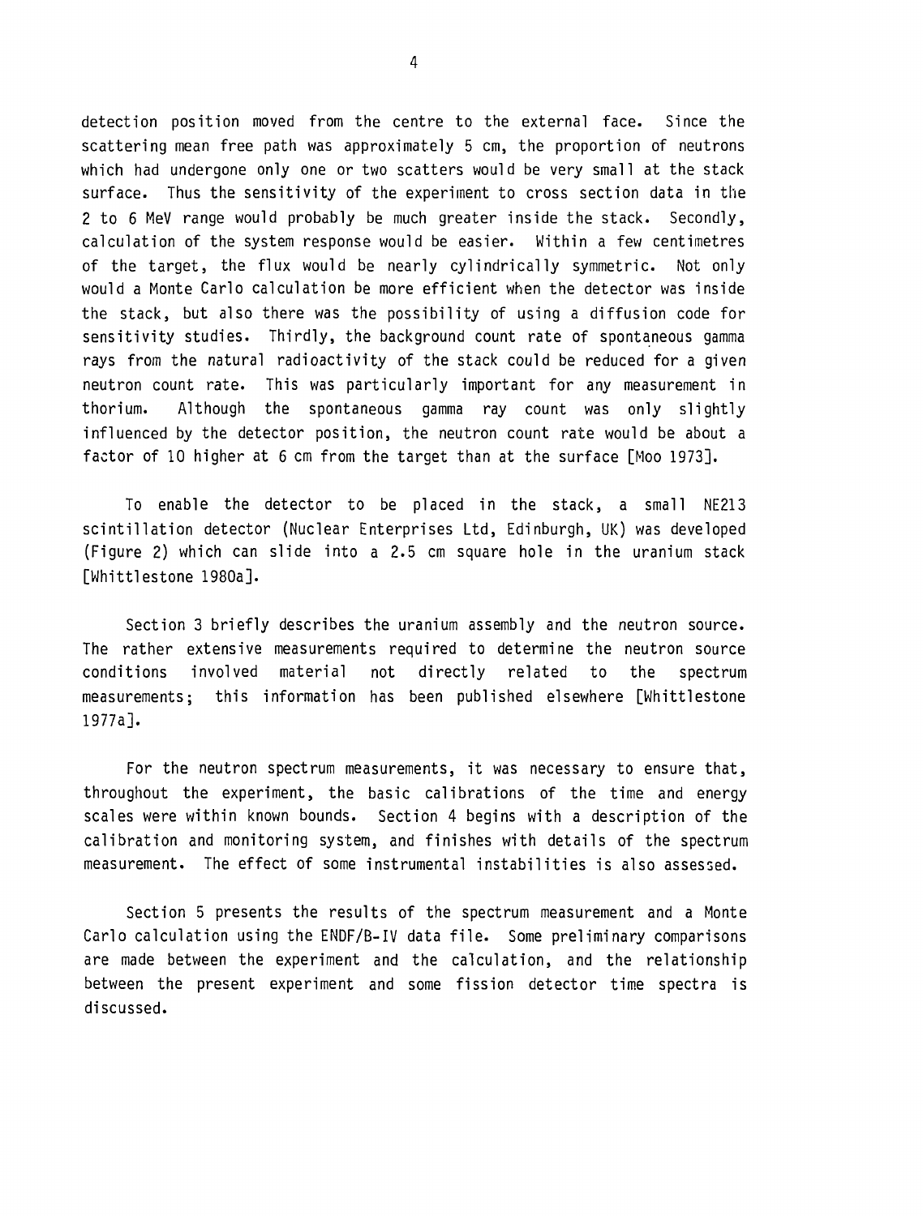detection position moved from the centre to the external face. Since the scattering mean free path was approximately 5 cm, the proportion of neutrons which had undergone only one or two scatters would be very small at the stack surface. Thus the sensitivity of the experiment to cross section data in the 2 to 6 MeV range would probably be much greater inside the stack. Secondly, calculation of the system response would be easier. Within a few centimetres of the target, the flux would be nearly cylindrically symmetric. Not only would a Monte Carlo calculation be more efficient when the detector was inside the stack, but also there was the possibility of using a diffusion code for sensitivity studies. Thirdly, the background count rate of spontaneous gamma rays from the natural radioactivity of the stack could be reduced for a given neutron count rate. This was particularly important for any measurement in thorium. Although the spontaneous gamma ray count was only slightly influenced by the detector position, the neutron count rate would be about a factor of 10 higher at 6 cm from the target than at the surface [Moo 1973].

To enable the detector to be placed in the stack, a small NE213 scintillation detector (Nuclear Enterprises Ltd, Edinburgh, UK) was developed (Figure 2) which can slide into a 2.5 cm square hole in the uranium stack [Whittlestone 1980a].

Section 3 briefly describes the uranium assembly and the neutron source. The rather extensive measurements required to determine the neutron source conditions involved material not directly related to the spectrum measurements; this information has been published elsewhere [Whittlestone 1977a].

For the neutron spectrum measurements, it was necessary to ensure that, throughout the experiment, the basic calibrations of the time and energy scales were within known bounds. Section 4 begins with a description of the calibration and monitoring system, and finishes with details of the spectrum measurement. The effect of some instrumental instabilities is also assessed.

Section 5 presents the results of the spectrum measurement and a Monte Carlo calculation using the ENDF/B-IV data file. Some preliminary comparisons are made between the experiment and the calculation, and the relationship between the present experiment and some fission detector time spectra is discussed.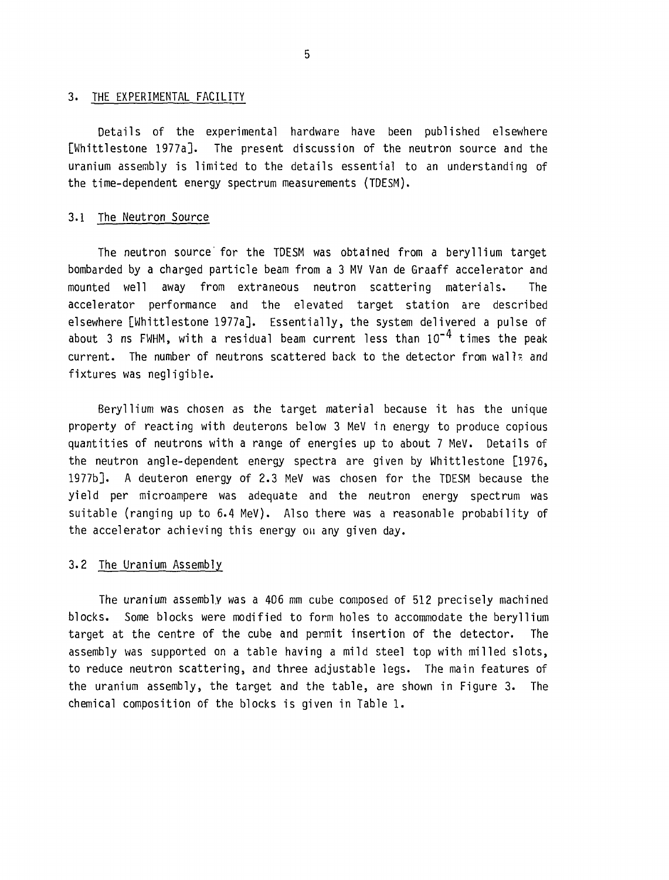## 3. THE EXPERIMENTAL FACILITY

Details of the experimental hardware have been published elsewhere [Whittlestone 1977a]. The present discussion of the neutron source and the uranium assembly is limited to the details essential to an understanding of the time-dependent energy spectrum measurements (TDESM).

### 3.1 The Neutron Source

The neutron source for the TDESM was obtained from a beryllium target bombarded by a charged particle beam from a 3 MV Van de Graaff accelerator and mounted well away from extraneous neutron scattering materials. The accelerator performance and the elevated target station are described elsewhere [Whittlestone 1977a]. Essentially, the system delivered a pulse of about 3 ns FWHM, with a residual beam current less than $10^{-4}$ times the peak current. The number of neutrons scattered back to the detector from walls and fixtures was negligible.

Beryllium was chosen as the target material because it has the unique property of reacting with deuterons below 3 MeV in energy to produce copious quantities of neutrons with a range of energies up to about 7 MeV. Details of the neutron angle-dependent energy spectra are given by Whittlestone [1976, 1977b]. A deuteron energy of 2.3 MeV was chosen for the TDESM because the yield per microampere was adequate and the neutron energy spectrum was suitable (ranging up to 6.4 MeV). Also there was a reasonable probability of the accelerator achieving this energy on any given day.

### 3.2 The Uranium Assembly

The uranium assembly was a 406 mm cube composed of 512 precisely machined blocks. Some blocks were modified to form holes to accommodate the beryllium target at the centre of the cube and permit insertion of the detector. The assembly was supported on a table having a mild steel top with milled slots, to reduce neutron scattering, and three adjustable legs. The main features of the uranium assembly, the target and the table, are shown in Figure 3. The chemical composition of the blocks is given in Table 1.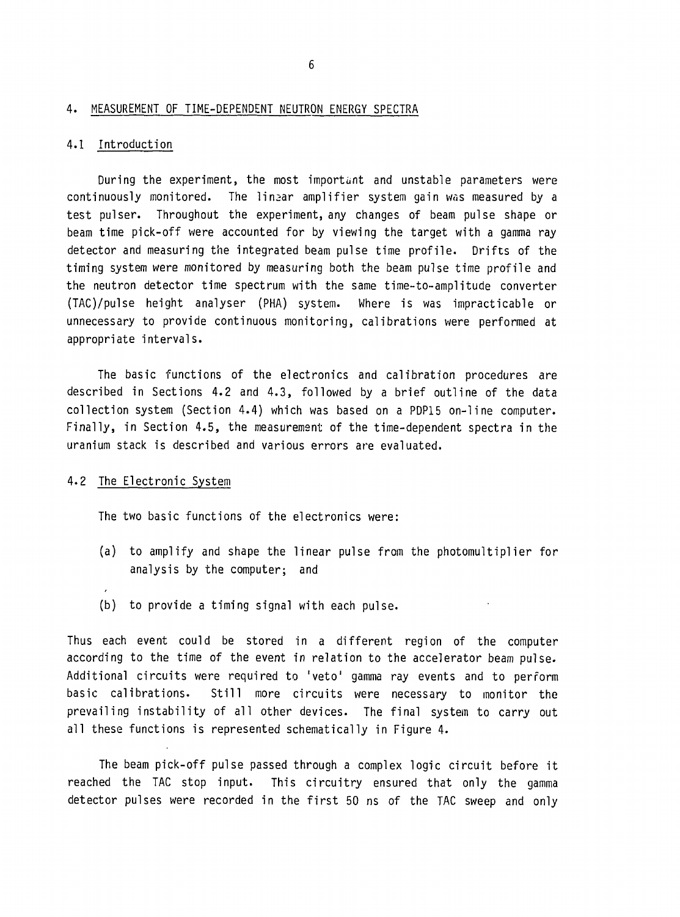## 4. MEASUREMENT OF TIME-DEPENDENT NEUTRON ENERGY SPECTRA

### 4.1 Introduction

During the experiment, the most important and unstable parameters were continuously monitored. The linear amplifier system gain was measured by a test pulser. Throughout the experiment, any changes of beam pulse shape or beam time pick-off were accounted for by viewing the target with a gamma ray detector and measuring the integrated beam pulse time profile. Drifts of the timing system were monitored by measuring both the beam pulse time profile and the neutron detector time spectrum with the same time-to-amplitude converter (TAC)/pulse height analyser (PHA) system. Where is was impracticable or unnecessary to provide continuous monitoring, calibrations were performed at appropriate intervals.

The basic functions of the electronics and calibration procedures are described in Sections 4.2 and 4.3, followed by a brief outline of the data collection system (Section 4.4) which was based on a PDP15 on-line computer. Finally, in Section 4.5, the measurement of the time-dependent spectra in the uranium stack is described and various errors are evaluated.

### 4.2 The Electronic System

The two basic functions of the electronics were:

(a) to amplify and shape the linear pulse from the photomultiplier for analysis by the computer; and

(b) to provide a timing signal with each pulse.

Thus each event could be stored in a different region of the computer according to the time of the event in relation to the accelerator beam pulse. Additional circuits were required to 'veto' gamma ray events and to perform basic calibrations. Still more circuits were necessary to monitor the prevailing instability of all other devices. The final system to carry out all these functions is represented schematically in Figure 4.

The beam pick-off pulse passed through a complex logic circuit before it reached the TAC stop input. This circuitry ensured that only the gamma detector pulses were recorded in the first 50 ns of the TAC sweep and only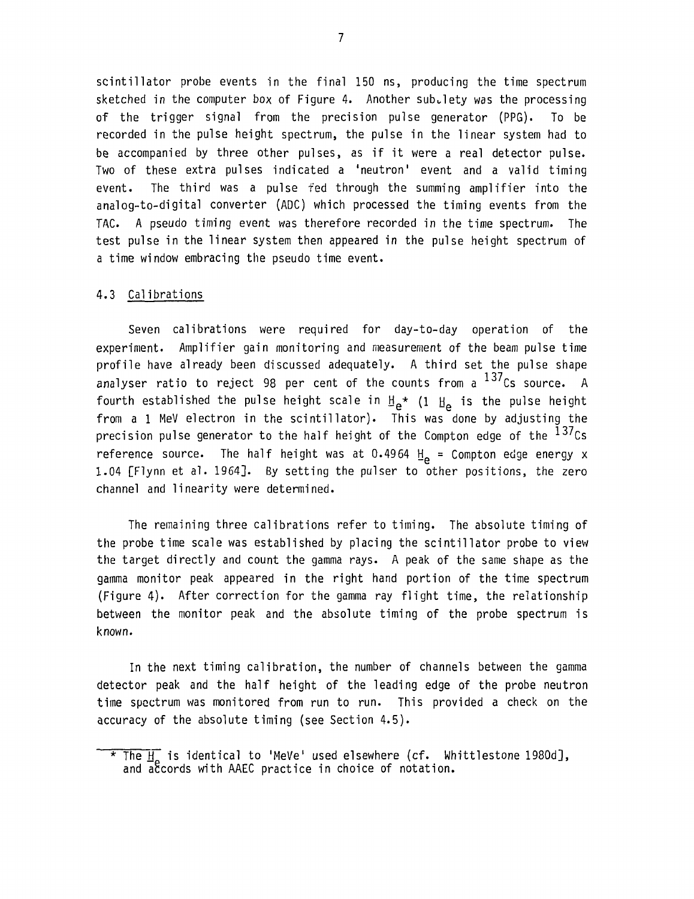scintillator probe events in the final 150 ns, producing the time spectrum sketched in the computer box of Figure 4. Another subtlety was the processing of the trigger signal from the precision pulse generator (PPG). To be recorded in the pulse height spectrum, the pulse in the linear system had to be accompanied by three other pulses, as if it were a real detector pulse. Two of these extra pulses indicated a 'neutron' event and a valid timing event. The third was a pulse fed through the summing amplifier into the analog-to-digital converter (ADC) which processed the timing events from the TAC. A pseudo timing event was therefore recorded in the time spectrum. The test pulse in the linear system then appeared in the pulse height spectrum of a time window embracing the pseudo time event.

### 4.3 Calibrations

Seven calibrations were required for day-to-day operation of the experiment. Amplifier gain monitoring and measurement of the beam pulse time profile have already been discussed adequately. A third set the pulse shape analyser ratio to reject 98 per cent of the counts from a $^{137}$Cs source. A fourth established the pulse height scale in $\underline{H}_e$* (1 $\underline{H}_e$ is the pulse height from a 1 MeV electron in the scintillator). This was done by adjusting the precision pulse generator to the half height of the Compton edge of the $^{137}$Cs reference source. The half height was at 0.4964 $\underline{H}_e$ = Compton edge energy x 1.04 [Flynn et al. 1964]. By setting the pulser to other positions, the zero channel and linearity were determined.

The remaining three calibrations refer to timing. The absolute timing of the probe time scale was established by placing the scintillator probe to view the target directly and count the gamma rays. A peak of the same shape as the gamma monitor peak appeared in the right hand portion of the time spectrum (Figure 4). After correction for the gamma ray flight time, the relationship between the monitor peak and the absolute timing of the probe spectrum is known.

In the next timing calibration, the number of channels between the gamma detector peak and the half height of the leading edge of the probe neutron time spectrum was monitored from run to run. This provided a check on the accuracy of the absolute timing (see Section 4.5).

---

* The $\underline{H}_e$ is identical to 'MeVe' used elsewhere (cf. Whittlestone 1980d], and accords with AAEC practice in choice of notation.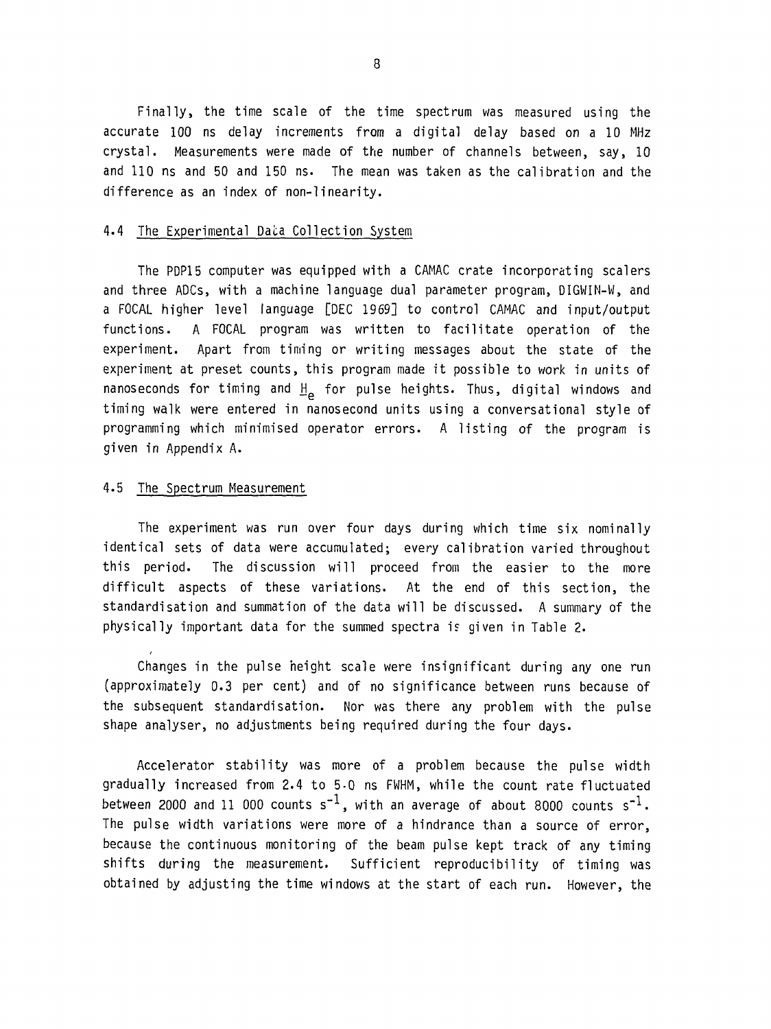Finally, the time scale of the time spectrum was measured using the accurate 100 ns delay increments from a digital delay based on a 10 MHz crystal. Measurements were made of the number of channels between, say, 10 and 110 ns and 50 and 150 ns. The mean was taken as the calibration and the difference as an index of non-linearity.

## 4.4 The Experimental Data Collection System

The PDP15 computer was equipped with a CAMAC crate incorporating scalers and three ADCs, with a machine language dual parameter program, DIGWIN-W, and a FOCAL higher level language [DEC 1969] to control CAMAC and input/output functions. A FOCAL program was written to facilitate operation of the experiment. Apart from timing or writing messages about the state of the experiment at preset counts, this program made it possible to work in units of nanoseconds for timing and $\underline{H}_e$ for pulse heights. Thus, digital windows and timing walk were entered in nanosecond units using a conversational style of programming which minimised operator errors. A listing of the program is given in Appendix A.

## 4.5 The Spectrum Measurement

The experiment was run over four days during which time six nominally identical sets of data were accumulated; every calibration varied throughout this period. The discussion will proceed from the easier to the more difficult aspects of these variations. At the end of this section, the standardisation and summation of the data will be discussed. A summary of the physically important data for the summed spectra is given in Table 2.

Changes in the pulse height scale were insignificant during any one run (approximately 0.3 per cent) and of no significance between runs because of the subsequent standardisation. Nor was there any problem with the pulse shape analyser, no adjustments being required during the four days.

Accelerator stability was more of a problem because the pulse width gradually increased from 2.4 to 5.0 ns FWHM, while the count rate fluctuated between 2000 and 11 000 counts $s^{-1}$, with an average of about 8000 counts $s^{-1}$. The pulse width variations were more of a hindrance than a source of error, because the continuous monitoring of the beam pulse kept track of any timing shifts during the measurement. Sufficient reproducibility of timing was obtained by adjusting the time windows at the start of each run. However, the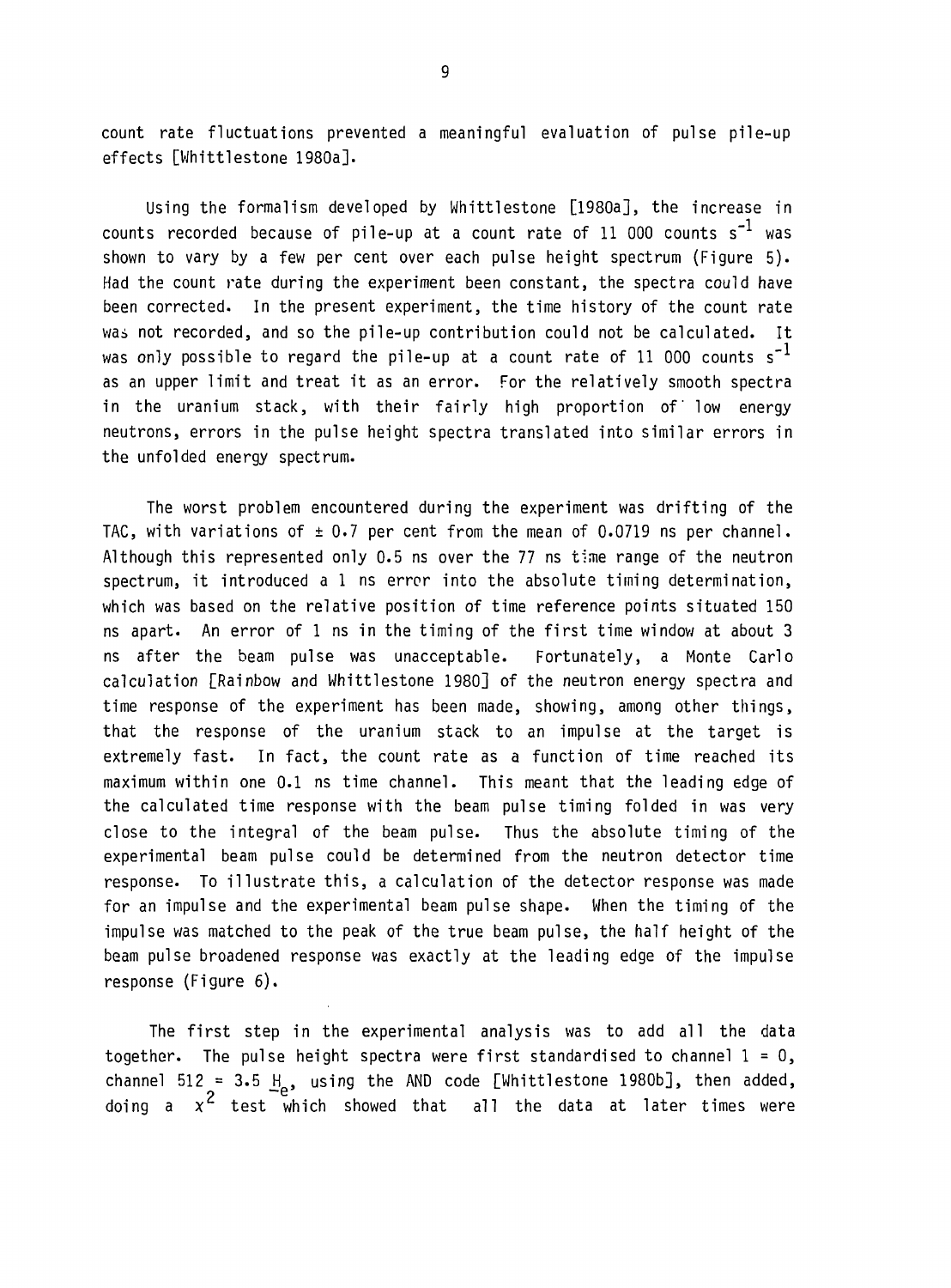count rate fluctuations prevented a meaningful evaluation of pulse pile-up effects [Whittlestone 1980a].

Using the formalism developed by Whittlestone [1980a], the increase in counts recorded because of pile-up at a count rate of 11 000 counts $s^{-1}$ was shown to vary by a few per cent over each pulse height spectrum (Figure 5). Had the count rate during the experiment been constant, the spectra could have been corrected. In the present experiment, the time history of the count rate was not recorded, and so the pile-up contribution could not be calculated. It was only possible to regard the pile-up at a count rate of 11 000 counts $s^{-1}$ as an upper limit and treat it as an error. For the relatively smooth spectra in the uranium stack, with their fairly high proportion of low energy neutrons, errors in the pulse height spectra translated into similar errors in the unfolded energy spectrum.

The worst problem encountered during the experiment was drifting of the TAC, with variations of ± 0.7 per cent from the mean of 0.0719 ns per channel. Although this represented only 0.5 ns over the 77 ns time range of the neutron spectrum, it introduced a 1 ns error into the absolute timing determination, which was based on the relative position of time reference points situated 150 ns apart. An error of 1 ns in the timing of the first time window at about 3 ns after the beam pulse was unacceptable. Fortunately, a Monte Carlo calculation [Rainbow and Whittlestone 1980] of the neutron energy spectra and time response of the experiment has been made, showing, among other things, that the response of the uranium stack to an impulse at the target is extremely fast. In fact, the count rate as a function of time reached its maximum within one 0.1 ns time channel. This meant that the leading edge of the calculated time response with the beam pulse timing folded in was very close to the integral of the beam pulse. Thus the absolute timing of the experimental beam pulse could be determined from the neutron detector time response. To illustrate this, a calculation of the detector response was made for an impulse and the experimental beam pulse shape. When the timing of the impulse was matched to the peak of the true beam pulse, the half height of the beam pulse broadened response was exactly at the leading edge of the impulse response (Figure 6).

The first step in the experimental analysis was to add all the data together. The pulse height spectra were first standardised to channel 1 = 0, channel 512 = 3.5 $\underline{H}_e$, using the AND code [Whittlestone 1980b], then added, doing a $\chi^2$ test which showed that all the data at later times were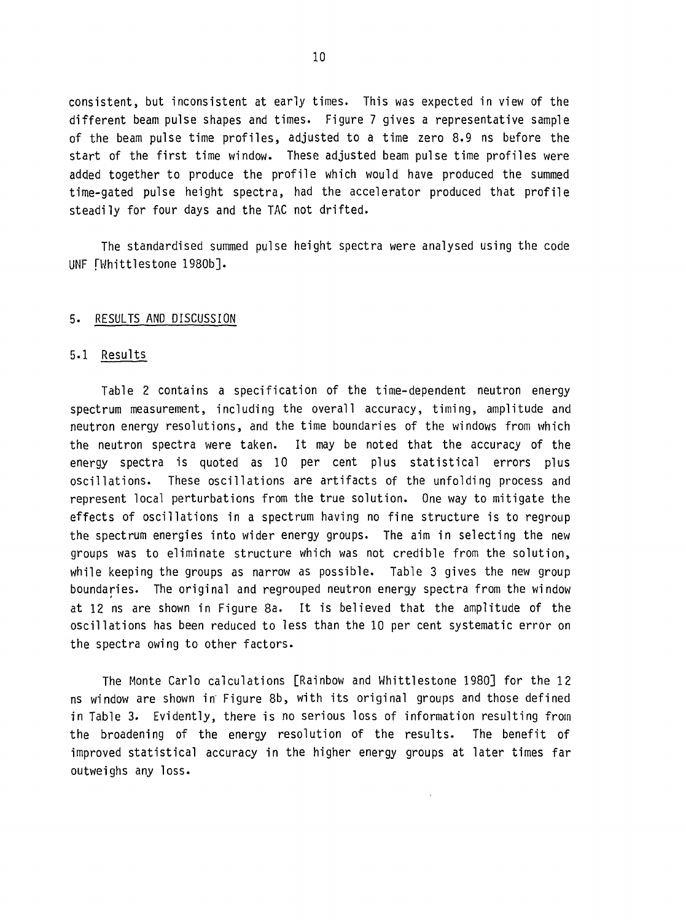consistent, but inconsistent at early times. This was expected in view of the different beam pulse shapes and times. Figure 7 gives a representative sample of the beam pulse time profiles, adjusted to a time zero 8.9 ns before the start of the first time window. These adjusted beam pulse time profiles were added together to produce the profile which would have produced the summed time-gated pulse height spectra, had the accelerator produced that profile steadily for four days and the TAC not drifted.

The standardised summed pulse height spectra were analysed using the code UNF [Whittlestone 1980b].

## 5. RESULTS AND DISCUSSION

### 5.1 Results

Table 2 contains a specification of the time-dependent neutron energy spectrum measurement, including the overall accuracy, timing, amplitude and neutron energy resolutions, and the time boundaries of the windows from which the neutron spectra were taken. It may be noted that the accuracy of the energy spectra is quoted as 10 per cent plus statistical errors plus oscillations. These oscillations are artifacts of the unfolding process and represent local perturbations from the true solution. One way to mitigate the effects of oscillations in a spectrum having no fine structure is to regroup the spectrum energies into wider energy groups. The aim in selecting the new groups was to eliminate structure which was not credible from the solution, while keeping the groups as narrow as possible. Table 3 gives the new group boundaries. The original and regrouped neutron energy spectra from the window at 12 ns are shown in Figure 8a. It is believed that the amplitude of the oscillations has been reduced to less than the 10 per cent systematic error on the spectra owing to other factors.

The Monte Carlo calculations [Rainbow and Whittlestone 1980] for the 12 ns window are shown in Figure 8b, with its original groups and those defined in Table 3. Evidently, there is no serious loss of information resulting from the broadening of the energy resolution of the results. The benefit of improved statistical accuracy in the higher energy groups at later times far outweighs any loss.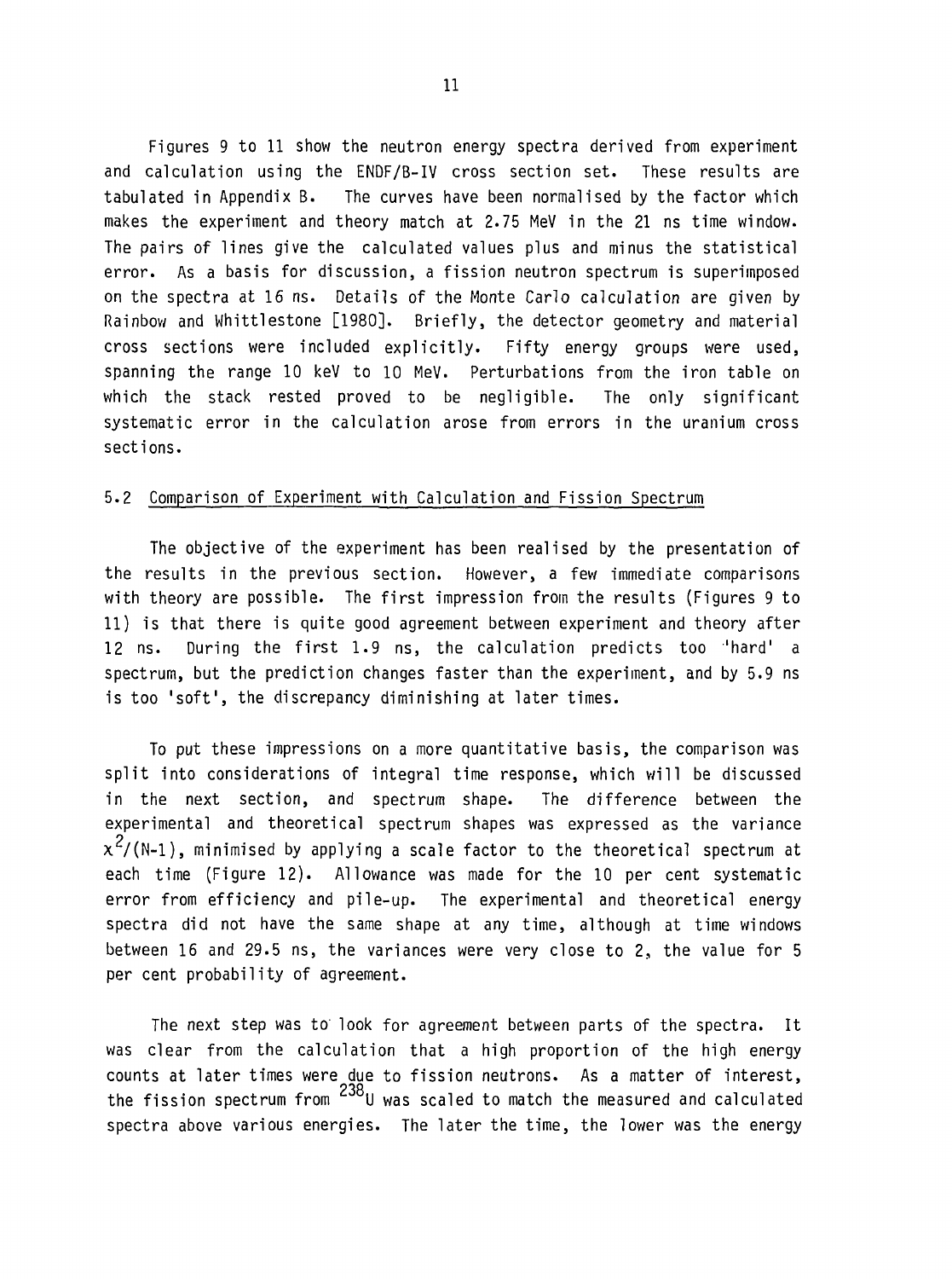Figures 9 to 11 show the neutron energy spectra derived from experiment and calculation using the ENDF/B-IV cross section set. These results are tabulated in Appendix B. The curves have been normalised by the factor which makes the experiment and theory match at 2.75 MeV in the 21 ns time window. The pairs of lines give the calculated values plus and minus the statistical error. As a basis for discussion, a fission neutron spectrum is superimposed on the spectra at 16 ns. Details of the Monte Carlo calculation are given by Rainbow and Whittlestone [1980]. Briefly, the detector geometry and material cross sections were included explicitly. Fifty energy groups were used, spanning the range 10 keV to 10 MeV. Perturbations from the iron table on which the stack rested proved to be negligible. The only significant systematic error in the calculation arose from errors in the uranium cross sections.

## 5.2 Comparison of Experiment with Calculation and Fission Spectrum

The objective of the experiment has been realised by the presentation of the results in the previous section. However, a few immediate comparisons with theory are possible. The first impression from the results (Figures 9 to 11) is that there is quite good agreement between experiment and theory after 12 ns. During the first 1.9 ns, the calculation predicts too 'hard' a spectrum, but the prediction changes faster than the experiment, and by 5.9 ns is too 'soft', the discrepancy diminishing at later times.

To put these impressions on a more quantitative basis, the comparison was split into considerations of integral time response, which will be discussed in the next section, and spectrum shape. The difference between the experimental and theoretical spectrum shapes was expressed as the variance $x^2/(N-1)$, minimised by applying a scale factor to the theoretical spectrum at each time (Figure 12). Allowance was made for the 10 per cent systematic error from efficiency and pile-up. The experimental and theoretical energy spectra did not have the same shape at any time, although at time windows between 16 and 29.5 ns, the variances were very close to 2, the value for 5 per cent probability of agreement.

The next step was to look for agreement between parts of the spectra. It was clear from the calculation that a high proportion of the high energy counts at later times were due to fission neutrons. As a matter of interest, the fission spectrum from $^{238}U$ was scaled to match the measured and calculated spectra above various energies. The later the time, the lower was the energy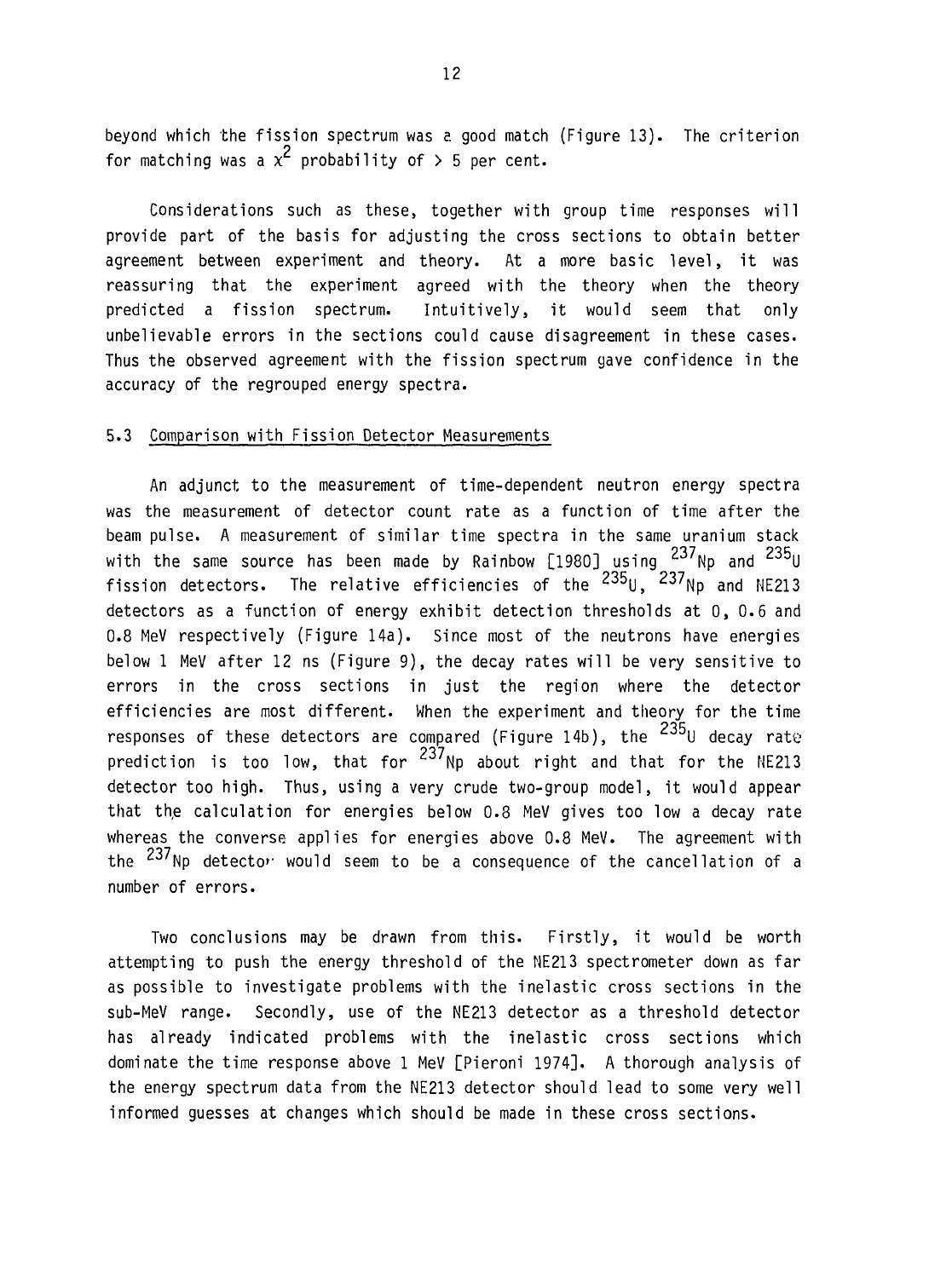beyond which the fission spectrum was a good match (Figure 13). The criterion for matching was a $x^2$ probability of > 5 per cent.

Considerations such as these, together with group time responses will provide part of the basis for adjusting the cross sections to obtain better agreement between experiment and theory. At a more basic level, it was reassuring that the experiment agreed with the theory when the theory predicted a fission spectrum. Intuitively, it would seem that only unbelievable errors in the sections could cause disagreement in these cases. Thus the observed agreement with the fission spectrum gave confidence in the accuracy of the regrouped energy spectra.

### 5.3 Comparison with Fission Detector Measurements

An adjunct to the measurement of time-dependent neutron energy spectra was the measurement of detector count rate as a function of time after the beam pulse. A measurement of similar time spectra in the same uranium stack with the same source has been made by Rainbow [1980] using $^{237}$Np and $^{235}$U fission detectors. The relative efficiencies of the $^{235}$U, $^{237}$Np and NE213 detectors as a function of energy exhibit detection thresholds at 0, 0.6 and 0.8 MeV respectively (Figure 14a). Since most of the neutrons have energies below 1 MeV after 12 ns (Figure 9), the decay rates will be very sensitive to errors in the cross sections in just the region where the detector efficiencies are most different. When the experiment and theory for the time responses of these detectors are compared (Figure 14b), the $^{235}$U decay rate prediction is too low, that for $^{237}$Np about right and that for the NE213 detector too high. Thus, using a very crude two-group model, it would appear that the calculation for energies below 0.8 MeV gives too low a decay rate whereas the converse applies for energies above 0.8 MeV. The agreement with the $^{237}$Np detector would seem to be a consequence of the cancellation of a number of errors.

Two conclusions may be drawn from this. Firstly, it would be worth attempting to push the energy threshold of the NE213 spectrometer down as far as possible to investigate problems with the inelastic cross sections in the sub-MeV range. Secondly, use of the NE213 detector as a threshold detector has already indicated problems with the inelastic cross sections which dominate the time response above 1 MeV [Pieroni 1974]. A thorough analysis of the energy spectrum data from the NE213 detector should lead to some very well informed guesses at changes which should be made in these cross sections.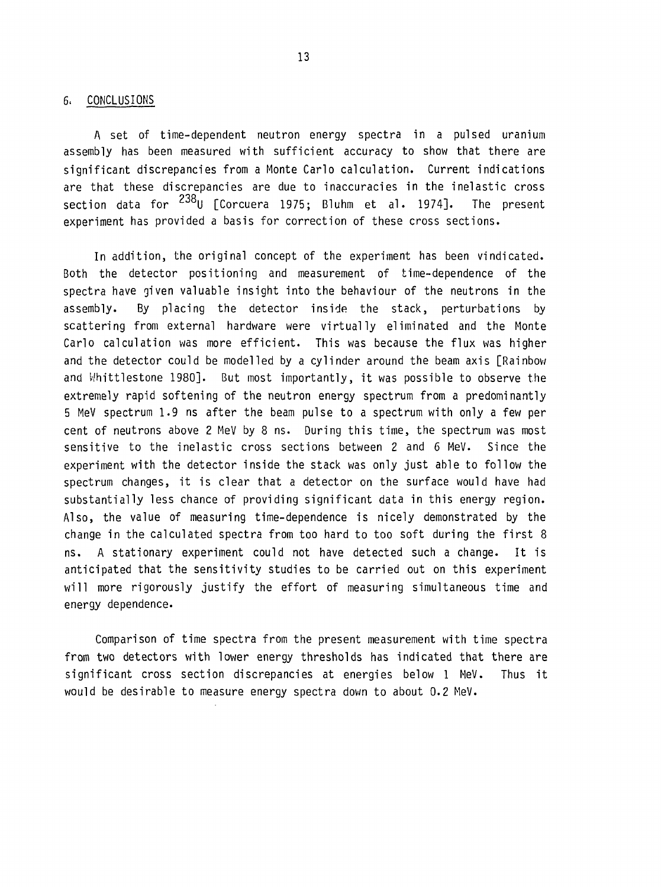## 6. CONCLUSIONS

A set of time-dependent neutron energy spectra in a pulsed uranium assembly has been measured with sufficient accuracy to show that there are significant discrepancies from a Monte Carlo calculation. Current indications are that these discrepancies are due to inaccuracies in the inelastic cross section data for $^{238}U$ [Corcuera 1975; Bluhm et al. 1974]. The present experiment has provided a basis for correction of these cross sections.

In addition, the original concept of the experiment has been vindicated. Both the detector positioning and measurement of time-dependence of the spectra have given valuable insight into the behaviour of the neutrons in the assembly. By placing the detector inside the stack, perturbations by scattering from external hardware were virtually eliminated and the Monte Carlo calculation was more efficient. This was because the flux was higher and the detector could be modelled by a cylinder around the beam axis [Rainbow and Whittlestone 1980]. But most importantly, it was possible to observe the extremely rapid softening of the neutron energy spectrum from a predominantly 5 MeV spectrum 1.9 ns after the beam pulse to a spectrum with only a few per cent of neutrons above 2 MeV by 8 ns. During this time, the spectrum was most sensitive to the inelastic cross sections between 2 and 6 MeV. Since the experiment with the detector inside the stack was only just able to follow the spectrum changes, it is clear that a detector on the surface would have had substantially less chance of providing significant data in this energy region. Also, the value of measuring time-dependence is nicely demonstrated by the change in the calculated spectra from too hard to too soft during the first 8 ns. A stationary experiment could not have detected such a change. It is anticipated that the sensitivity studies to be carried out on this experiment will more rigorously justify the effort of measuring simultaneous time and energy dependence.

Comparison of time spectra from the present measurement with time spectra from two detectors with lower energy thresholds has indicated that there are significant cross section discrepancies at energies below 1 MeV. Thus it would be desirable to measure energy spectra down to about 0.2 MeV.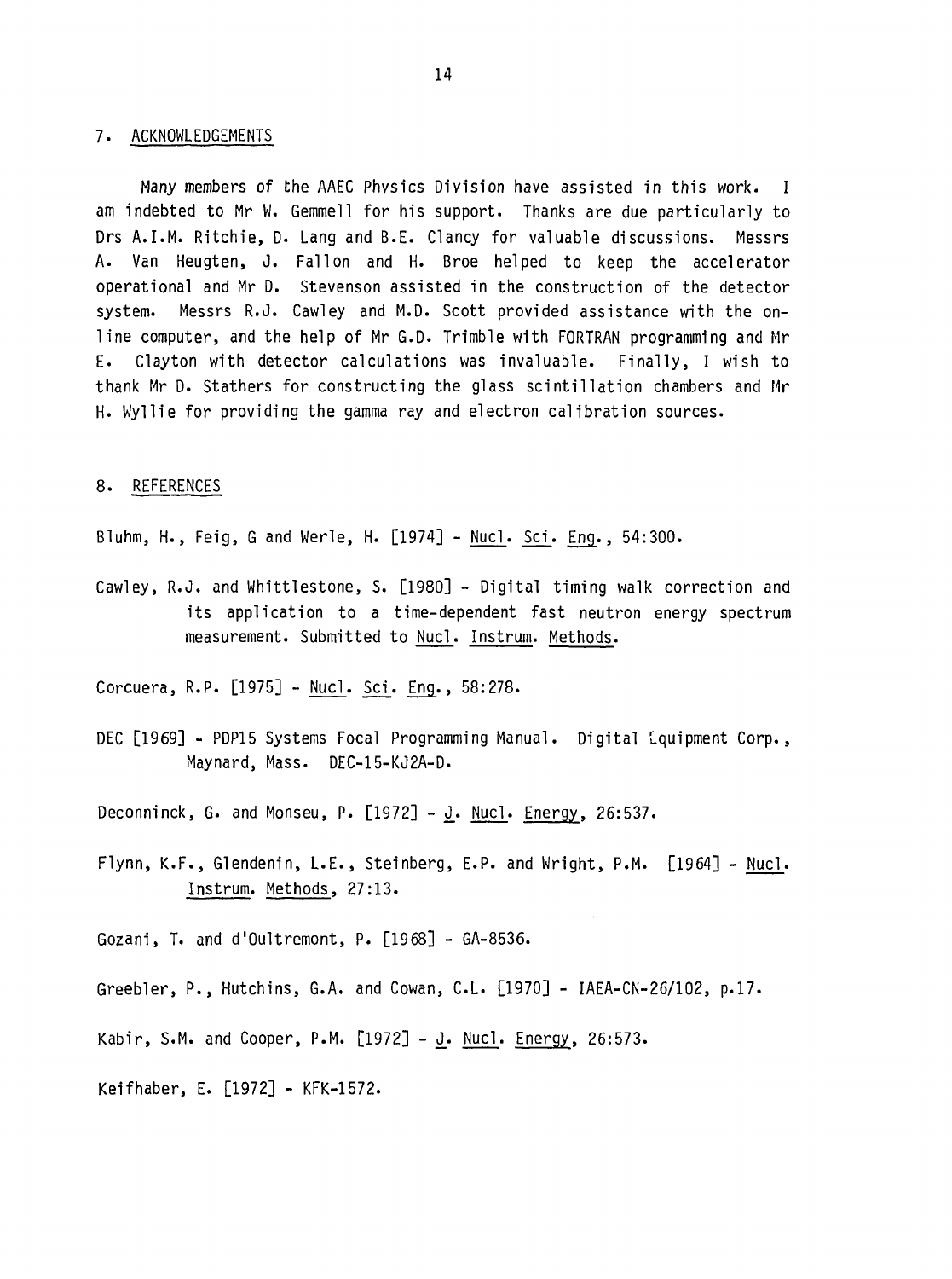## 7. ACKNOWLEDGEMENTS

Many members of the AAEC Physics Division have assisted in this work. I am indebted to Mr W. Gemmell for his support. Thanks are due particularly to Drs A.I.M. Ritchie, D. Lang and B.E. Clancy for valuable discussions. Messrs A. Van Heugten, J. Fallon and H. Broe helped to keep the accelerator operational and Mr D. Stevenson assisted in the construction of the detector system. Messrs R.J. Cawley and M.D. Scott provided assistance with the on-line computer, and the help of Mr G.D. Trimble with FORTRAN programming and Mr E. Clayton with detector calculations was invaluable. Finally, I wish to thank Mr D. Stathers for constructing the glass scintillation chambers and Mr H. Wyllie for providing the gamma ray and electron calibration sources.

## 8. REFERENCES

Bluhm, H., Feig, G and Werle, H. [1974] - Nucl. Sci. Eng., 54:300.

Cawley, R.J. and Whittlestone, S. [1980] - Digital timing walk correction and its application to a time-dependent fast neutron energy spectrum measurement. Submitted to Nucl. Instrum. Methods.

Corcuera, R.P. [1975] - Nucl. Sci. Eng., 58:278.

DEC [1969] - PDP15 Systems Focal Programming Manual. Digital Equipment Corp., Maynard, Mass. DEC-15-KJ2A-D.

Deconninck, G. and Monseu, P. [1972] - J. Nucl. Energy, 26:537.

Flynn, K.F., Glendenin, L.E., Steinberg, E.P. and Wright, P.M. [1964] - Nucl. Instrum. Methods, 27:13.

Gozani, T. and d'Oultremont, P. [1968] - GA-8536.

Greebler, P., Hutchins, G.A. and Cowan, C.L. [1970] - IAEA-CN-26/102, p.17.

Kabir, S.M. and Cooper, P.M. [1972] - J. Nucl. Energy, 26:573.

Keifhaber, E. [1972] - KFK-1572.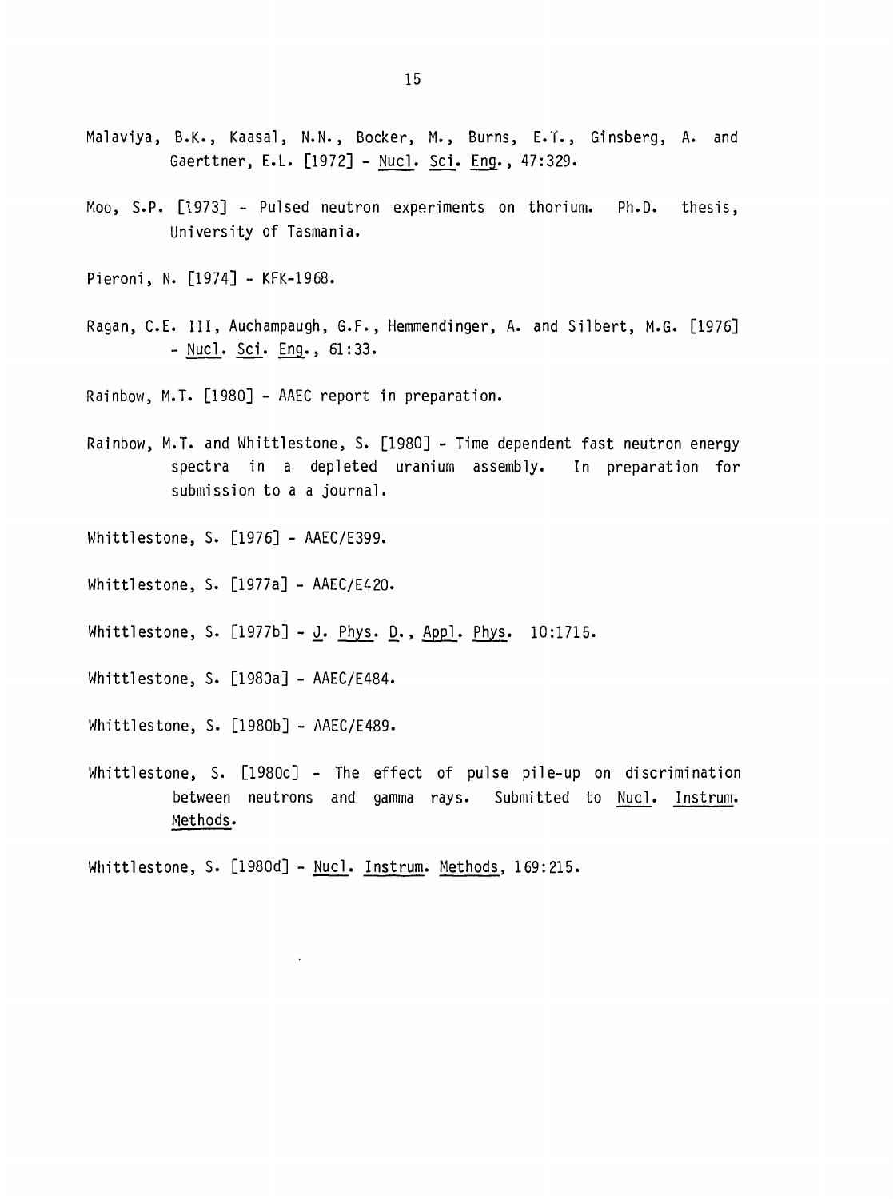Malaviya, B.K., Kaasal, N.N., Bocker, M., Burns, E.T., Ginsberg, A. and Gaerttner, E.L. [1972] - Nucl. Sci. Eng., 47:329.

Moo, S.P. [1973] - Pulsed neutron experiments on thorium. Ph.D. thesis, University of Tasmania.

Pieroni, N. [1974] - KFK-1968.

Ragan, C.E. III, Auchampaugh, G.F., Hemmendinger, A. and Silbert, M.G. [1976] - Nucl. Sci. Eng., 61:33.

Rainbow, M.T. [1980] - AAEC report in preparation.

Rainbow, M.T. and Whittlestone, S. [1980] - Time dependent fast neutron energy spectra in a depleted uranium assembly. In preparation for submission to a a journal.

Whittlestone, S. [1976] - AAEC/E399.

Whittlestone, S. [1977a] - AAEC/E420.

Whittlestone, S. [1977b] - J. Phys. D., Appl. Phys. 10:1715.

Whittlestone, S. [1980a] - AAEC/E484.

Whittlestone, S. [1980b] - AAEC/E489.

Whittlestone, S. [1980c] - The effect of pulse pile-up on discrimination between neutrons and gamma rays. Submitted to Nucl. Instrum. Methods.

Whittlestone, S. [1980d] - Nucl. Instrum. Methods, 169:215.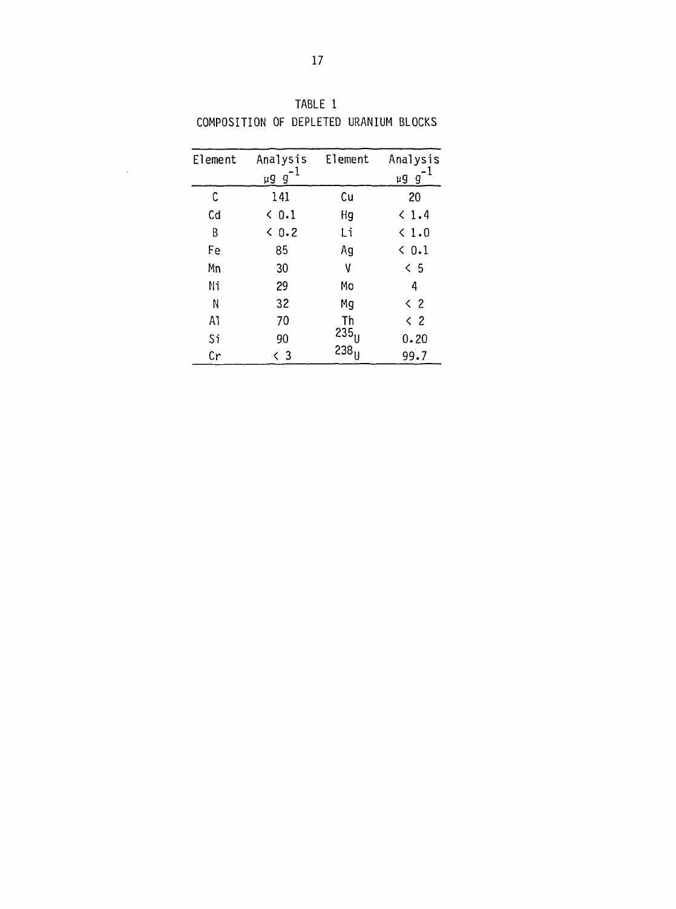TABLE 1
COMPOSITION OF DEPLETED URANIUM BLOCKS

| Element | Analysis $\mu g\ g^{-1}$ | Element | Analysis $\mu g\ g^{-1}$ |
|---|---|---|---|
| C | 141 | Cu | 20 |
| Cd | < 0.1 | Hg | < 1.4 |
| B | < 0.2 | Li | < 1.0 |
| Fe | 85 | Ag | < 0.1 |
| Mn | 30 | V | < 5 |
| Ni | 29 | Mo | 4 |
| N | 32 | Mg | < 2 |
| Al | 70 | Th | < 2 |
| Si | 90 | $^{235}U$ | 0.20 |
| Cr | < 3 | $^{238}U$ | 99.7 |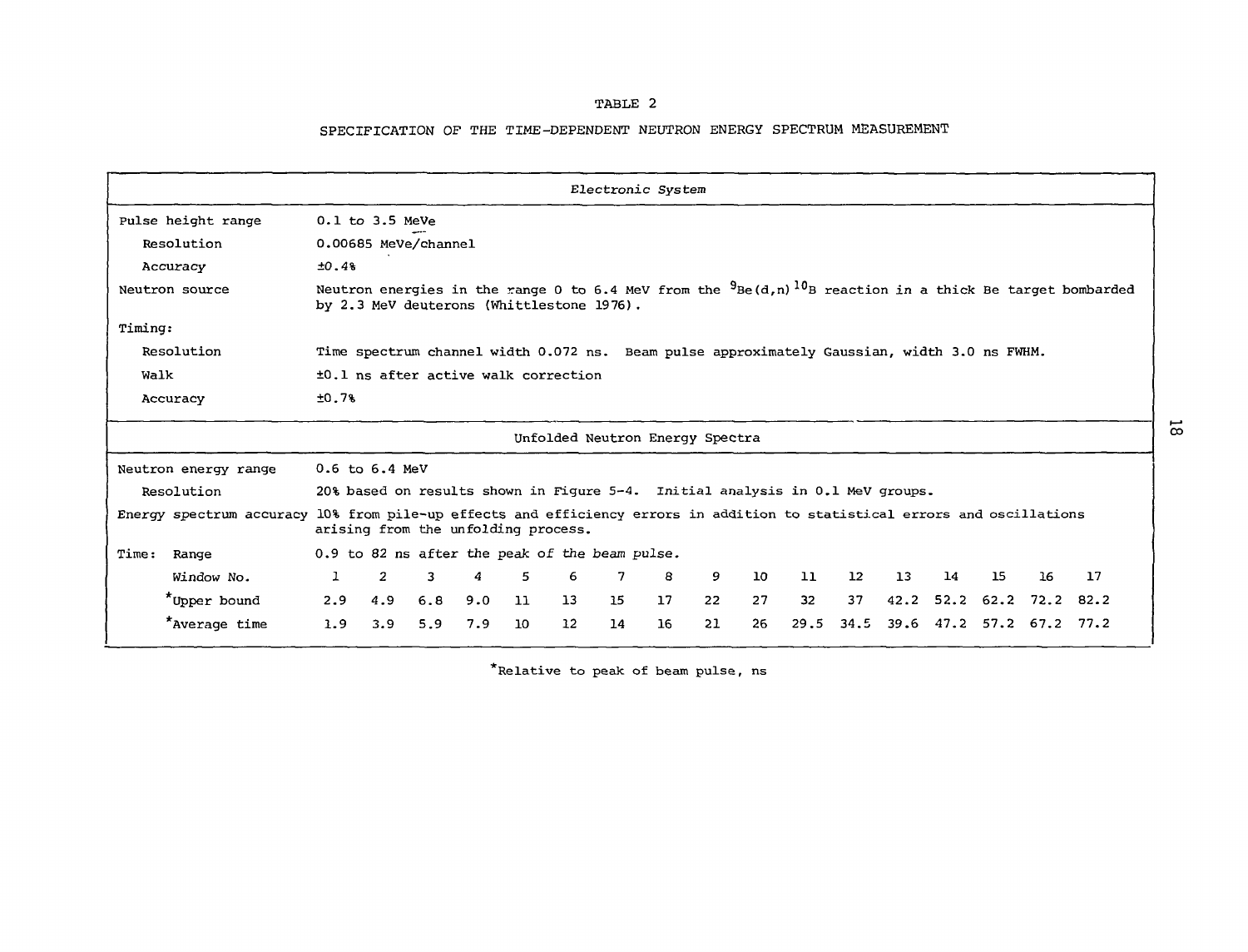TABLE 2

SPECIFICATION OF THE TIME-DEPENDENT NEUTRON ENERGY SPECTRUM MEASUREMENT

| *Electronic System* | | | | | | | | | | | | | | | | | |
|---|---|---|---|---|---|---|---|---|---|---|---|---|---|---|---|---|---|
| Pulse height range | 0.1 to 3.5 MeVe | | | | | | | | | | | | | | | | |
| Resolution | 0.00685 MeVe/channel | | | | | | | | | | | | | | | | |
| Accuracy | ±0.4% | | | | | | | | | | | | | | | | |
| Neutron source | Neutron energies in the range 0 to 6.4 MeV from the $^{9}Be(d,n)^{10}B$ reaction in a thick Be target bombarded by 2.3 MeV deuterons (Whittlestone 1976). | | | | | | | | | | | | | | | | |
| Timing: | | | | | | | | | | | | | | | | | |
| Resolution | Time spectrum channel width 0.072 ns. Beam pulse approximately Gaussian, width 3.0 ns FWHM. | | | | | | | | | | | | | | | | |
| Walk | ±0.1 ns after active walk correction | | | | | | | | | | | | | | | | |
| Accuracy | ±0.7% | | | | | | | | | | | | | | | | |
| **Unfolded Neutron Energy Spectra** | | | | | | | | | | | | | | | | | |
| Neutron energy range | 0.6 to 6.4 MeV | | | | | | | | | | | | | | | | |
| Resolution | 20% based on results shown in Figure 5-4. Initial analysis in 0.1 MeV groups. | | | | | | | | | | | | | | | | |
| Energy spectrum accuracy | 10% from pile-up effects and efficiency errors in addition to statistical errors and oscillations arising from the unfolding process. | | | | | | | | | | | | | | | | |
| Time: Range | 0.9 to 82 ns after the peak of the beam pulse. | | | | | | | | | | | | | | | | |
| Window No. | 1 | 2 | 3 | 4 | 5 | 6 | 7 | 8 | 9 | 10 | 11 | 12 | 13 | 14 | 15 | 16 | 17 |
| *Upper bound | 2.9 | 4.9 | 6.8 | 9.0 | 11 | 13 | 15 | 17 | 22 | 27 | 32 | 37 | 42.2 | 52.2 | 62.2 | 72.2 | 82.2 |
| *Average time | 1.9 | 3.9 | 5.9 | 7.9 | 10 | 12 | 14 | 16 | 21 | 26 | 29.5 | 34.5 | 39.6 | 47.2 | 57.2 | 67.2 | 77.2 |

*Relative to peak of beam pulse, ns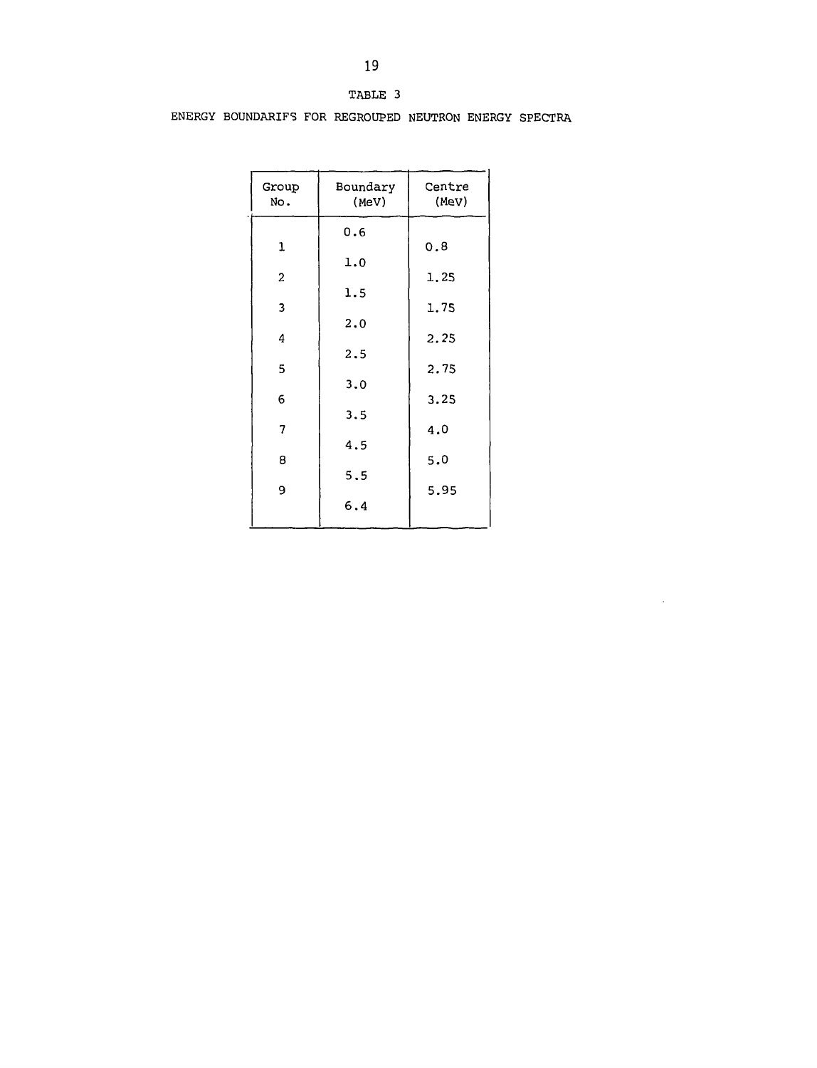TABLE 3

ENERGY BOUNDARIFS FOR REGROUPED NEUTRON ENERGY SPECTRA

| Group No. | Boundary (MeV) | Centre (MeV) |
|---|---|---|
| | 0.6 | |
| 1 | | 0.8 |
| | 1.0 | |
| 2 | | 1.25 |
| | 1.5 | |
| 3 | | 1.75 |
| | 2.0 | |
| 4 | | 2.25 |
| | 2.5 | |
| 5 | | 2.75 |
| | 3.0 | |
| 6 | | 3.25 |
| | 3.5 | |
| 7 | | 4.0 |
| | 4.5 | |
| 8 | | 5.0 |
| | 5.5 | |
| 9 | | 5.95 |
| | 6.4 | |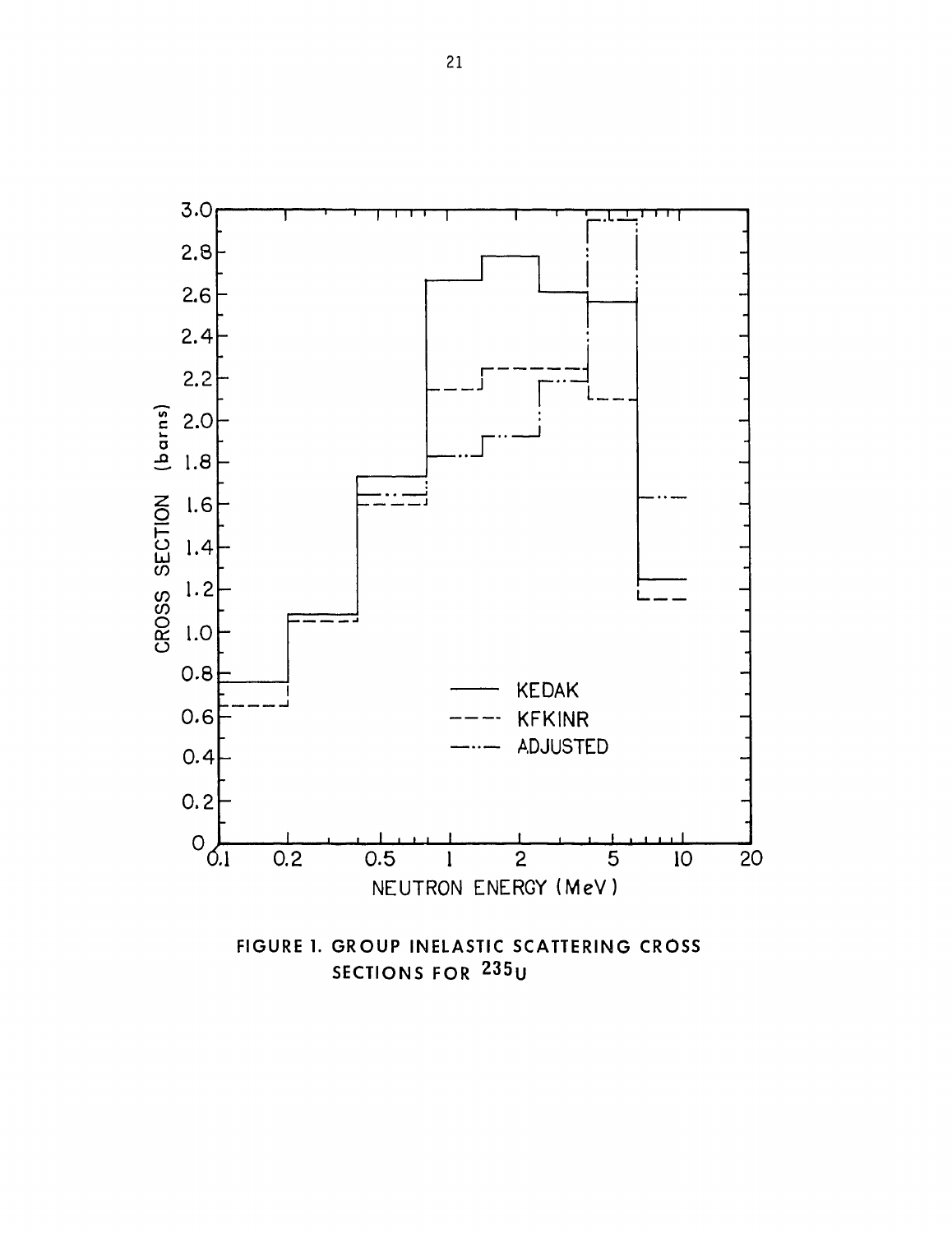FIGURE 1. GROUP INELASTIC SCATTERING CROSS SECTIONS FOR $^{235}U$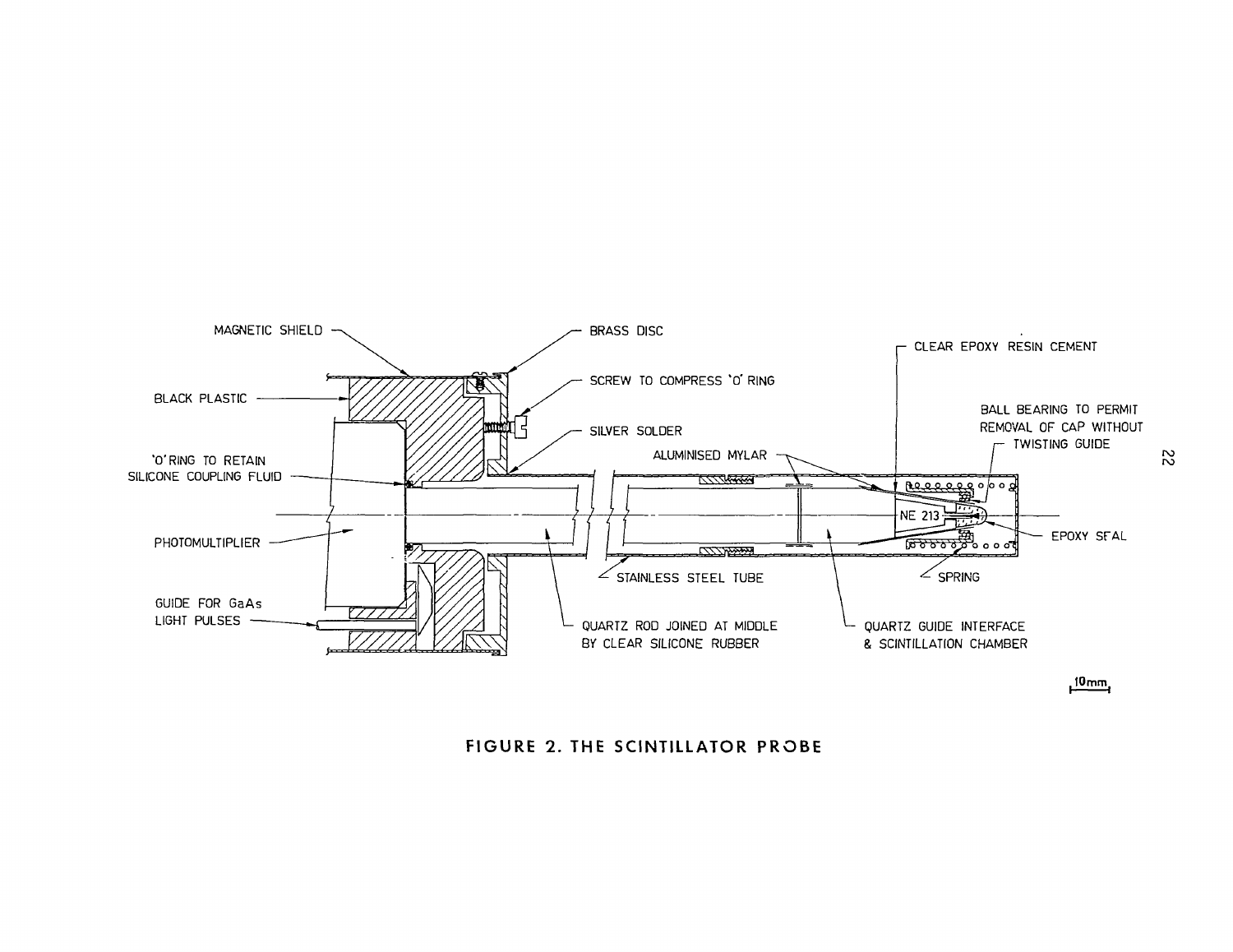MAGNETIC SHIELD

BRASS DISC

BLACK PLASTIC

SCREW TO COMPRESS 'O' RING

SILVER SOLDER

'O' RING TO RETAIN SILICONE COUPLING FLUID

PHOTOMULTIPLIER

GUIDE FOR GaAs LIGHT PULSES

ALUMINISED MYLAR

STAINLESS STEEL TUBE

QUARTZ ROD JOINED AT MIDDLE BY CLEAR SILICONE RUBBER

QUARTZ GUIDE INTERFACE & SCINTILLATION CHAMBER

CLEAR EPOXY RESIN CEMENT

BALL BEARING TO PERMIT REMOVAL OF CAP WITHOUT TWISTING GUIDE

NE 213

EPOXY SEAL

SPRING

10mm

**FIGURE 2. THE SCINTILLATOR PROBE**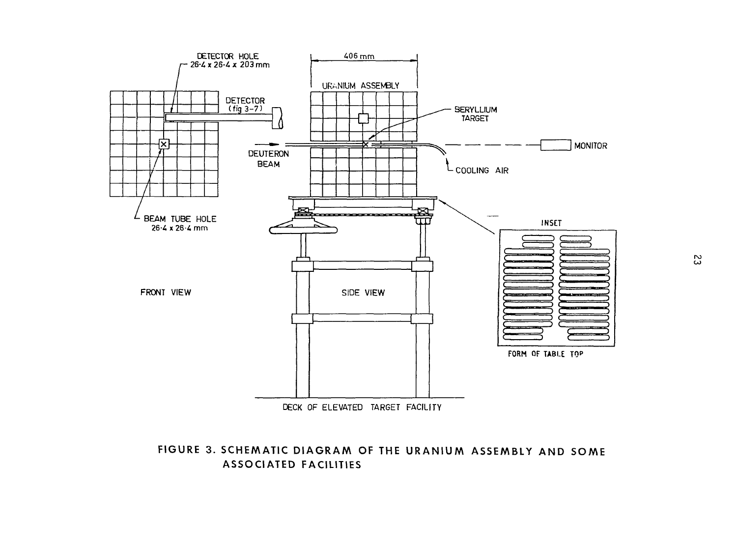DETECTOR HOLE
26·4 x 26·4 x 203 mm

DETECTOR
(fig 3–7)

406 mm

URANIUM ASSEMBLY

BERYLLIUM
TARGET

DEUTERON
BEAM

MONITOR

COOLING AIR

BEAM TUBE HOLE
26·4 x 26·4 mm

INSET

FRONT VIEW

SIDE VIEW

FORM OF TABLE TOP

DECK OF ELEVATED TARGET FACILITY

FIGURE 3. SCHEMATIC DIAGRAM OF THE URANIUM ASSEMBLY AND SOME ASSOCIATED FACILITIES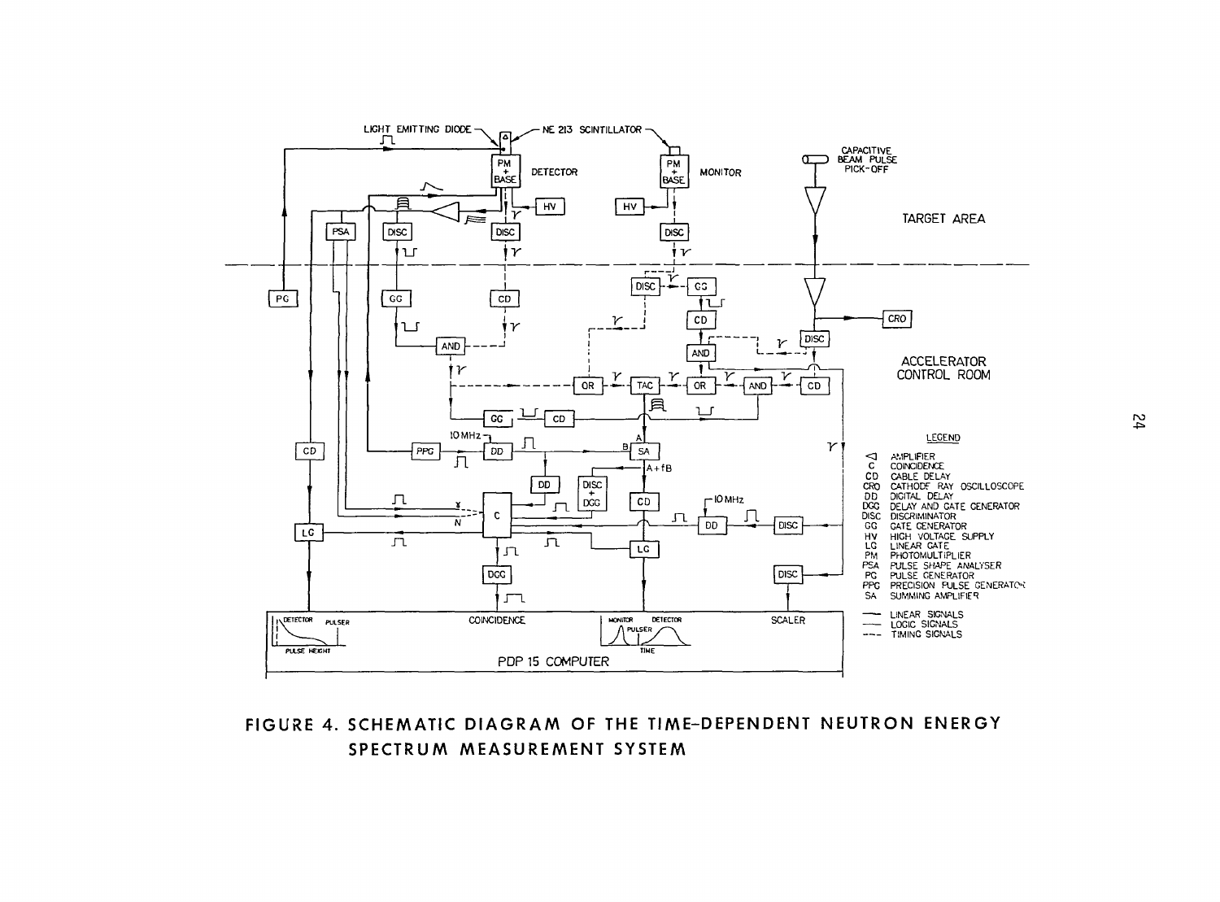FIGURE 4. SCHEMATIC DIAGRAM OF THE TIME-DEPENDENT NEUTRON ENERGY SPECTRUM MEASUREMENT SYSTEM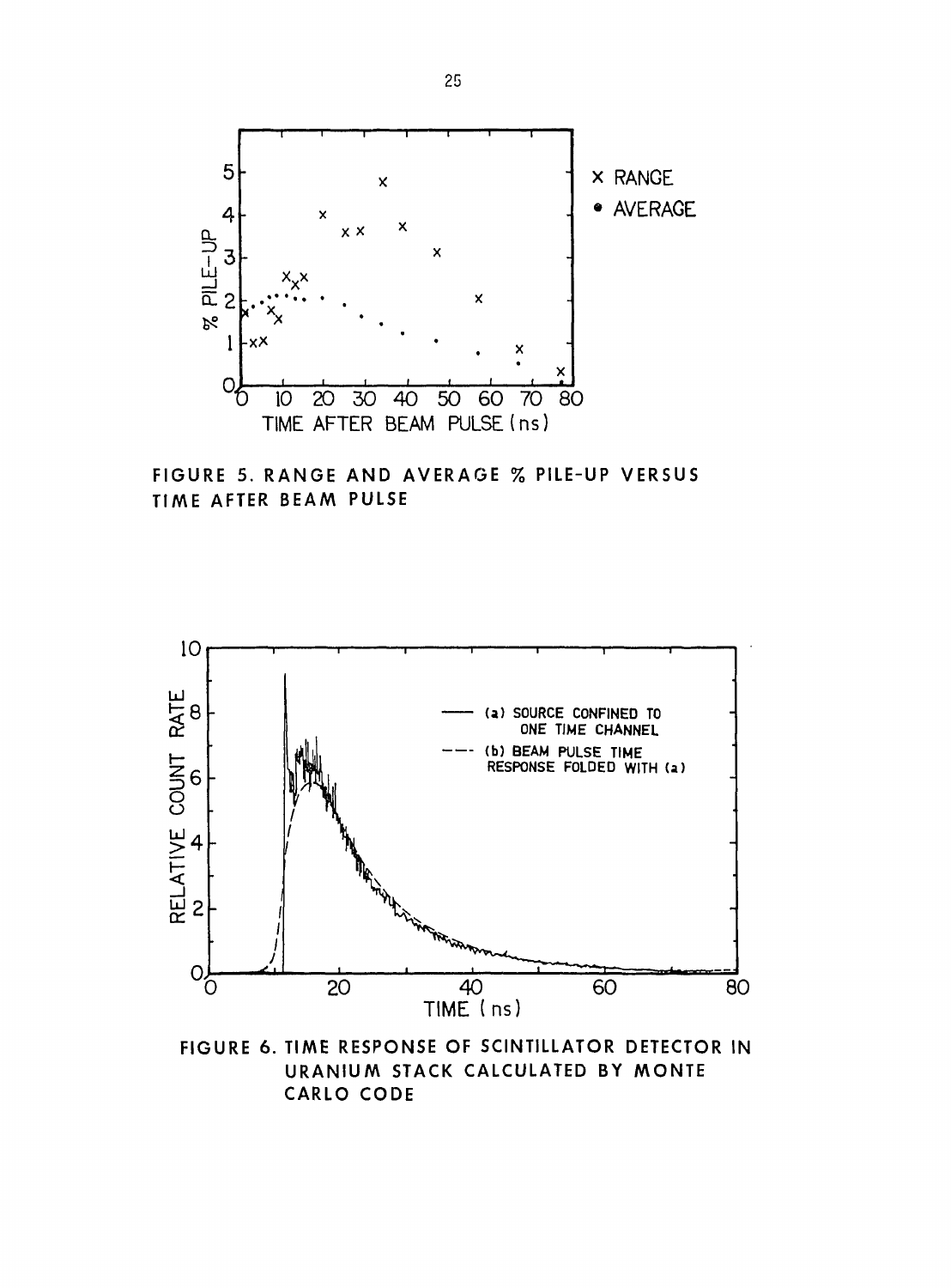FIGURE 5. RANGE AND AVERAGE % PILE-UP VERSUS TIME AFTER BEAM PULSE

FIGURE 6. TIME RESPONSE OF SCINTILLATOR DETECTOR IN URANIUM STACK CALCULATED BY MONTE CARLO CODE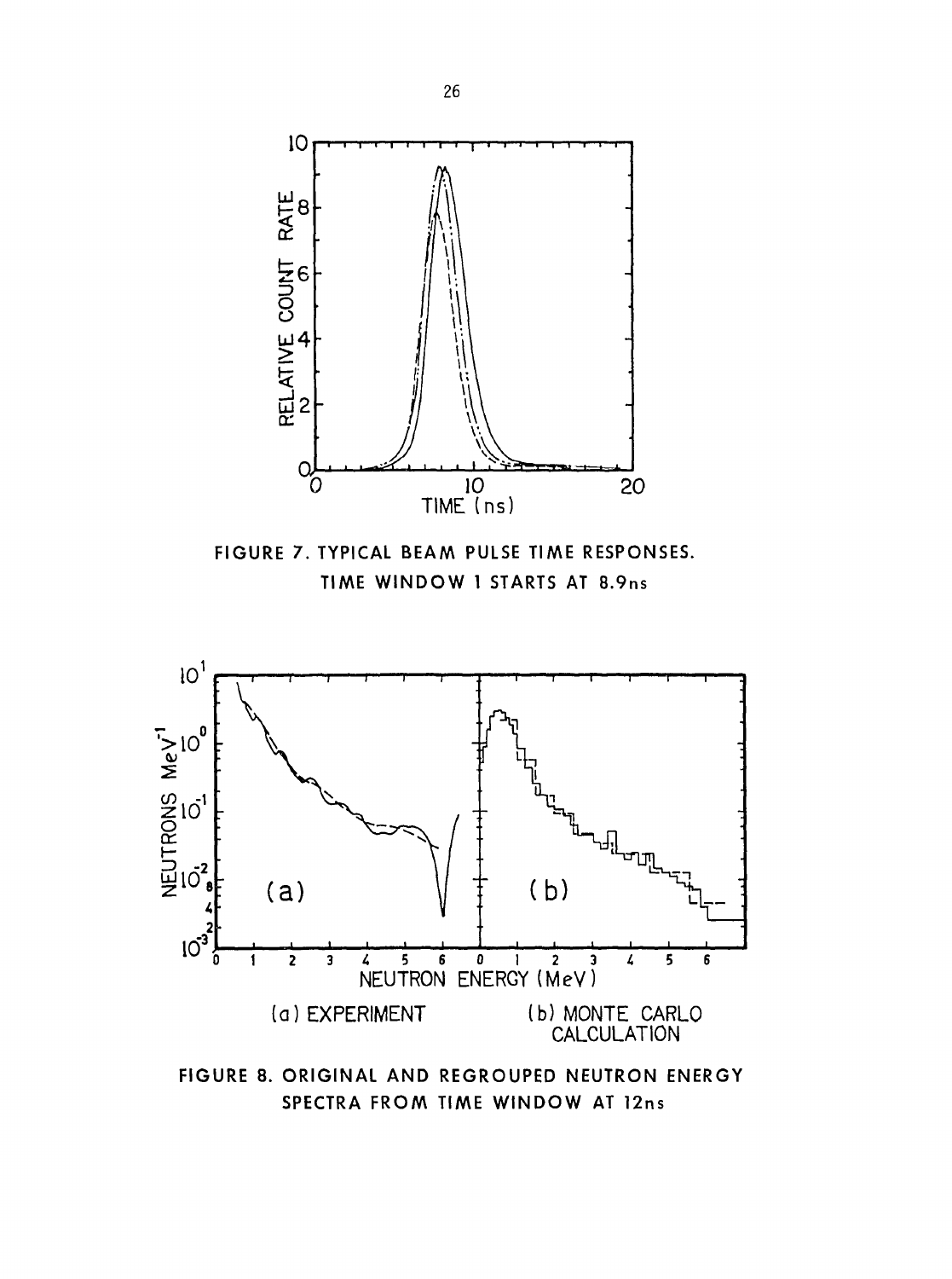FIGURE 7. TYPICAL BEAM PULSE TIME RESPONSES. TIME WINDOW 1 STARTS AT 8.9ns

(a) EXPERIMENT

(b) MONTE CARLO CALCULATION

FIGURE 8. ORIGINAL AND REGROUPED NEUTRON ENERGY SPECTRA FROM TIME WINDOW AT 12ns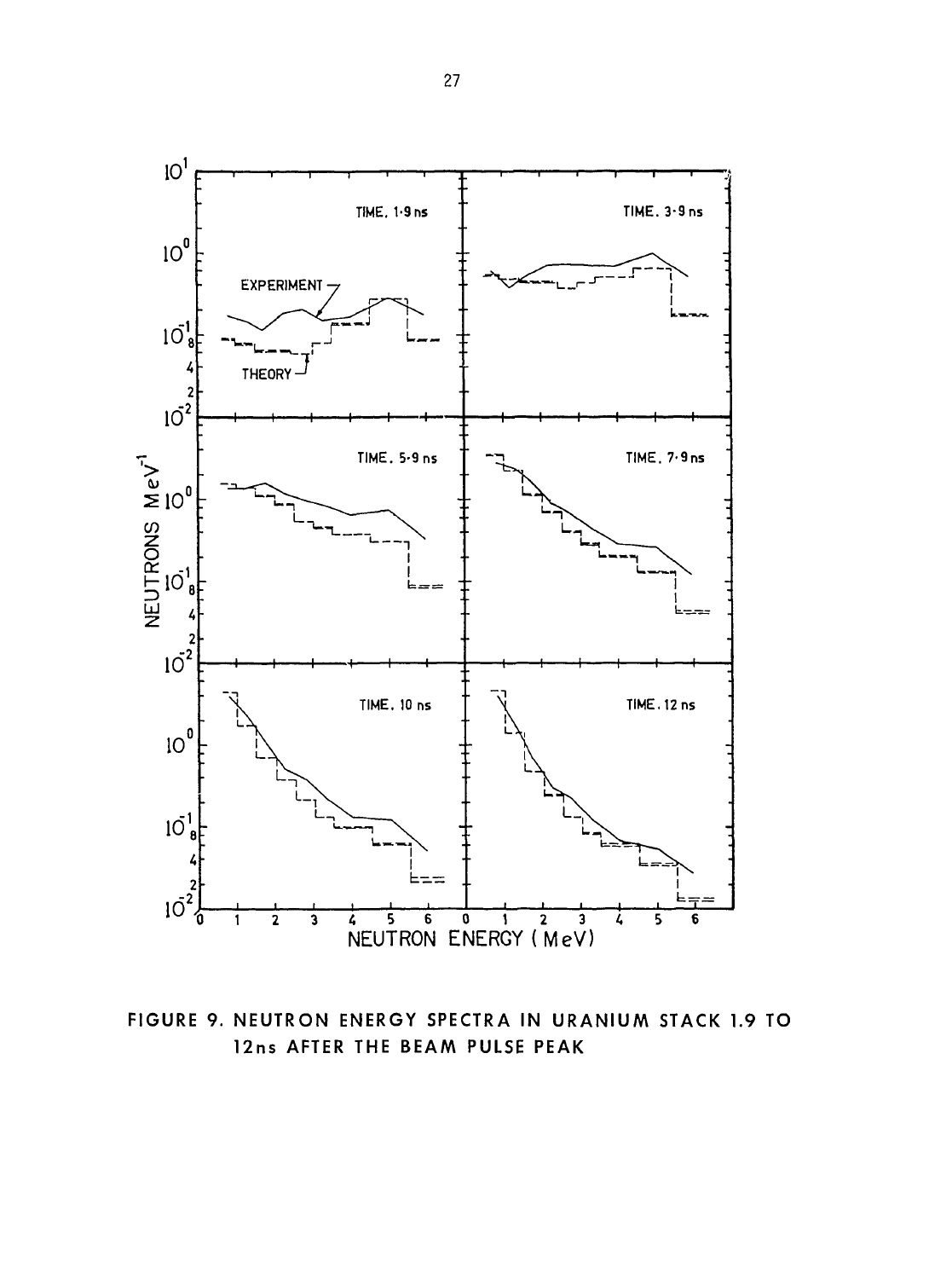FIGURE 9. NEUTRON ENERGY SPECTRA IN URANIUM STACK 1.9 TO 12ns AFTER THE BEAM PULSE PEAK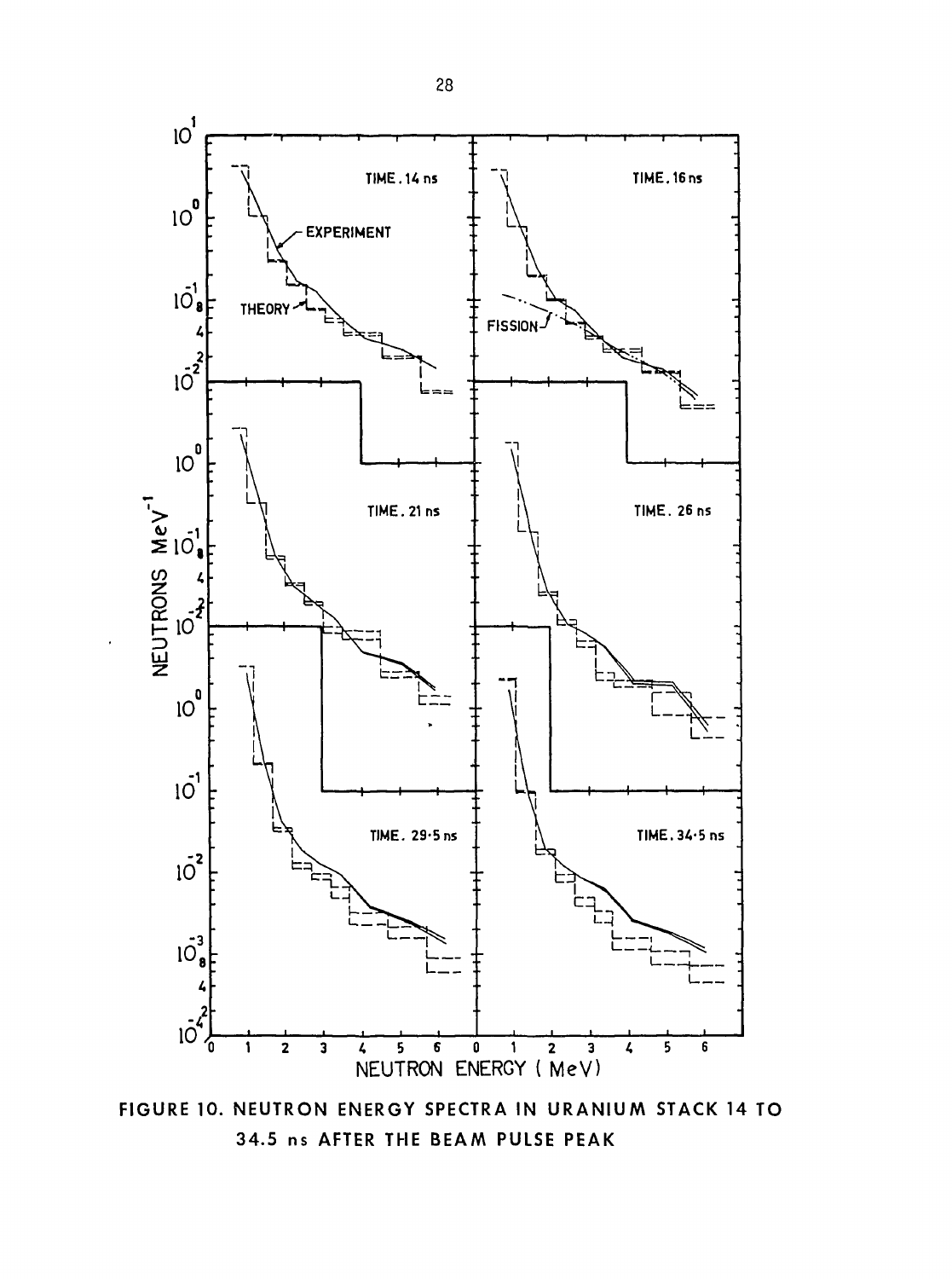FIGURE 10. NEUTRON ENERGY SPECTRA IN URANIUM STACK 14 TO 34.5 ns AFTER THE BEAM PULSE PEAK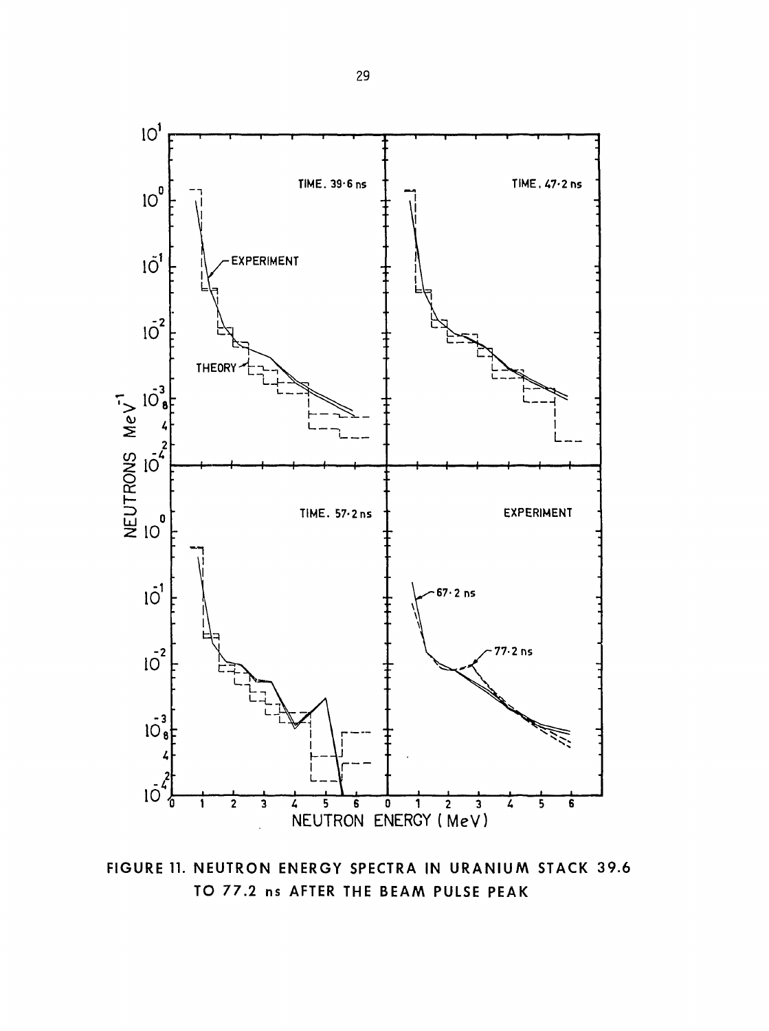FIGURE 11. NEUTRON ENERGY SPECTRA IN URANIUM STACK 39.6 TO 77.2 ns AFTER THE BEAM PULSE PEAK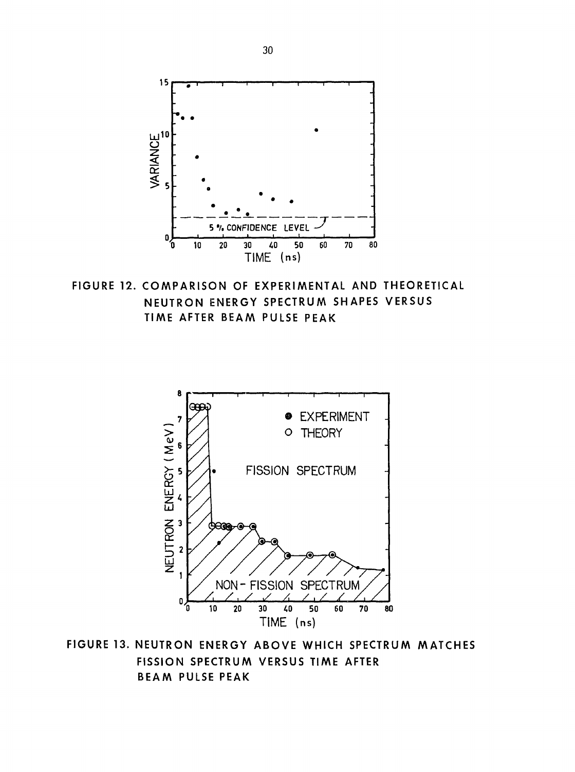FIGURE 12. COMPARISON OF EXPERIMENTAL AND THEORETICAL NEUTRON ENERGY SPECTRUM SHAPES VERSUS TIME AFTER BEAM PULSE PEAK

FIGURE 13. NEUTRON ENERGY ABOVE WHICH SPECTRUM MATCHES FISSION SPECTRUM VERSUS TIME AFTER BEAM PULSE PEAK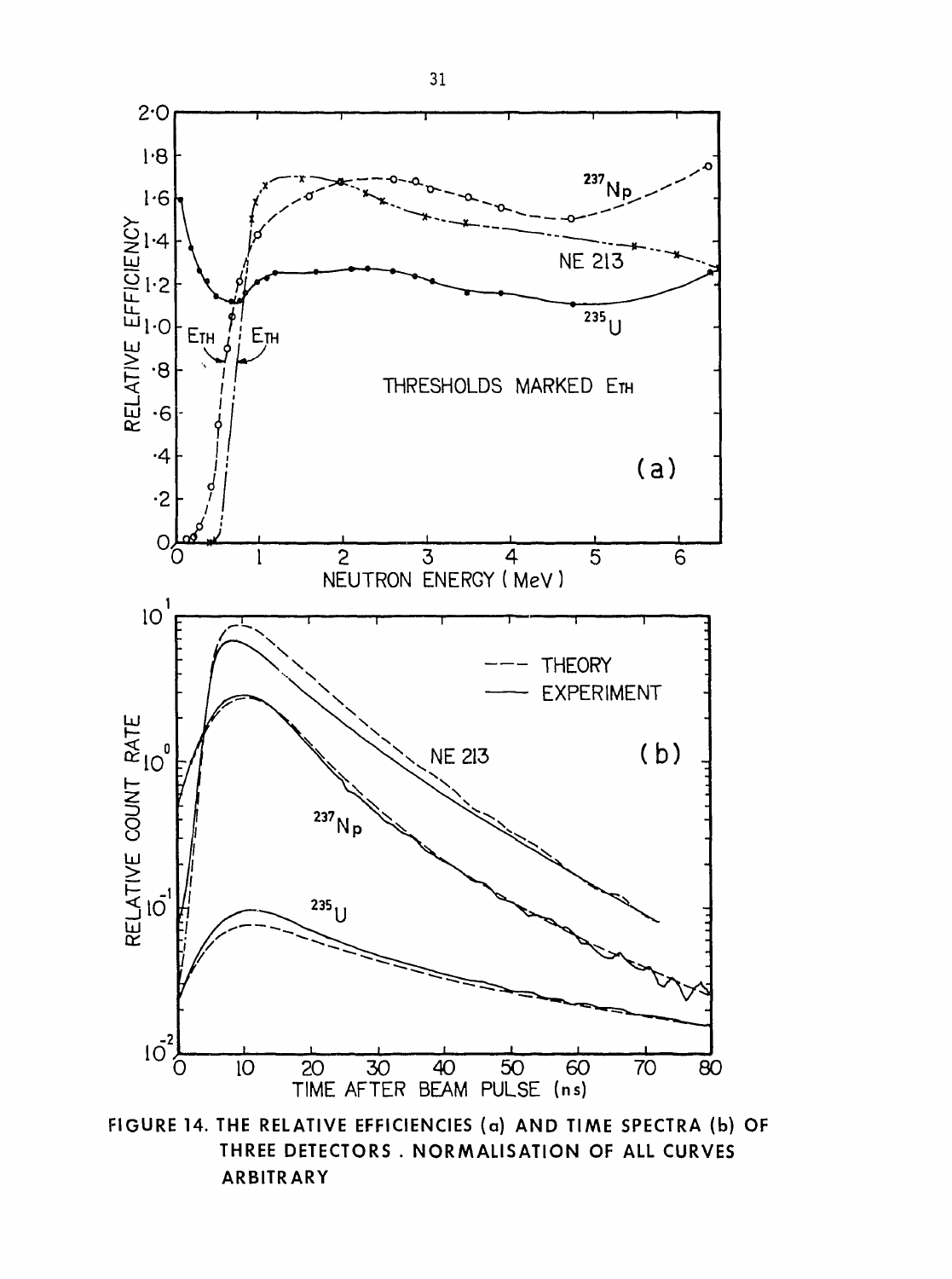FIGURE 14. THE RELATIVE EFFICIENCIES (a) AND TIME SPECTRA (b) OF THREE DETECTORS. NORMALISATION OF ALL CURVES ARBITRARY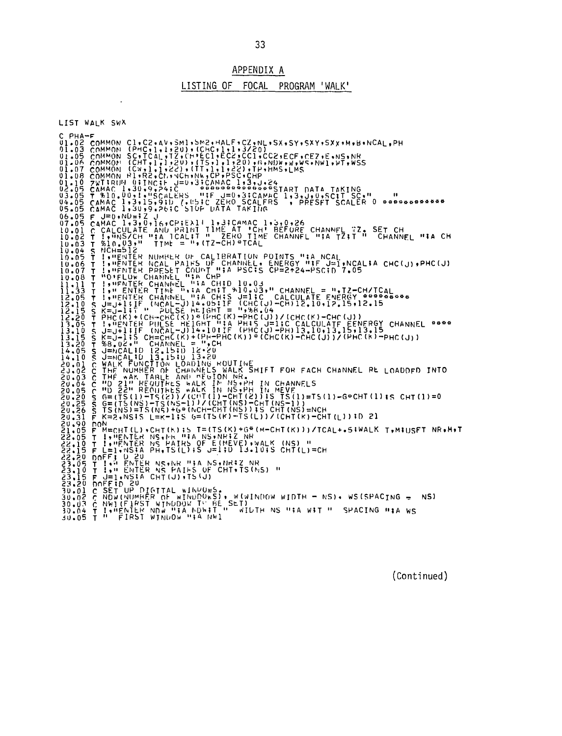# APPENDIX A

## LISTING OF FOCAL PROGRAM 'WALK'

```
LIST WALK SWX

C PHA-F
01.02 COMMON C1,C2,AV,SM1,SM2,HALF,CZ,NL,SX,SY,SXY,SXX,M,B,NCAL,PH
01.03 COMMON (PHC,1,1,20),(CHC,1,1,3/20)
01.05 COMMON SC,TCAL,TZ,CH,EC1,EC2,CC1,CC2,ECF,CEZ,E,NS,NR
01.06 COMMON (CHT,1,1,20),(TS,1,1,20),G,NDW,W,WS,NW1,WT,WSS
01.07 COMMON (CW,1,1,22),(TT,1,1,22),TP,HMS,LMS
01.08 COMMON R1,R2,CH,NCH,NK,CP,PSC,CHP
01.10 ZWT;RUN 0;INC;F J=0,3;CAMAC 1,3,J,24
02.05 CAMAC 1,30,9,24;C     **************START DATA TAKING
03.05 T %10.00,!,"SCALERS  ";F J=0,3;CAMAC 1,3,J,0,SC;T SC,"      "
04.05 CAMAC 1,3,15,9;D (.05;C ZERO SCALERS  , PRESET SCALER 0 ************
05.05 CAMAC 1,30,9,26;C STOP DATA TAKING
06.05 F J=0,NDW;Z J
07.05 CAMAC 1,3,0,16,CP;EXI1 1,3;CAMAC 1,3,0,26
10.01 C CALCULATE AND PRINT TIME AT 'CH' BEFORE CHANNEL TZ. SET CH
10.02 T !,"NS/CH ";A TCAL;T "  ZERO TIME CHANNEL ";A TZ;T "  CHANNEL ";A CH
10.03 T %10.03," TIME = ",(TZ-CH)*TCAL
10.04 S NCH=512
10.05 T !,"ENTER NUMBER OF CALIBRATION POINTS ";A NCAL
10.06 T !,"ENTER NCAL PAIRS OF CHANNEL, ENERGY ";F J=1,NCAL;A CHC(J),PHC(J)
10.07 T !,"ENTER PRESET COUNT ";A PSC;S CP=2^24-PSC;D 7.05
10.08 T "O'FLOW CHANNEL ";A CHP
11.11 T !,"ENTER CHANNEL ";A CH;D 10.03
11.33 T !," ENTER TIME ",;A CH;T %10.03," CHANNEL = ",TZ-CH/TCAL
12.05 T !,"ENTER CHANNEL ";A CH;S J=1;C  CALCULATE ENERGY *********
12.10 S J=J+1;IF (NCAL-J)14.05;IF (CHC(J)-CH)12.10,12.15,12.15
12.15 S K=J-1;T " PULSE HEIGHT = ",%8.04
12.20 T PHC(K)+(CH-CHC(K))*(PHC(K)-PHC(J))/(CHC(K)-CHC(J))
13.05 T !,"ENTER PULSE HEIGHT ";A PH;S J=1;C CALCULATE EENERGY CHANNEL ****
13.10 S J=J+1;IF (NCAL-J)14.10;IF (PHC(J)-PH)13.10,13.15,13.15
13.15 S K=J-1;S CH=CHC(K)+(PH-PHC(K))*(CHC(K)-CHC(J))/(PHC(K)-PHC(J))
13.20 T %8.02," CHANNEL = ",CH
14.05 S J=NCAL;D 12.15;D 12.20
14.10 S J=NCAL;D 13.15;D 13.20
20.01 C WALK FUNCTION LOADING ROUTINE
20.02 C THE NUMBER OF CHANNELS WALK SHIFT FOR EACH CHANNEL RE LOADED INTO
20.03 C THE WAK TABLE AND REGION NR.
20.04 C "D 21" REQUIRES WALK IN NS,PH IN CHANNELS
20.05 C "D 22" REQUIRES WALK IN NS,PH IN MEVE
20.20 S G=(TS(1)-TS(2))/(CHT(1)-CHT(2));S TS(1)=TS(1)-G*CHT(1);S CHT(1)=0
20.25 S G=(TS(NS)-TS(NS-1))/(CHT(NS)-CHT(NS-1))
20.26 S TS(NS)=TS(NS)+G*(NCH-CHT(NS));S CHT(NS)=NCH
20.31 F K=2,NS;S L=K-1;S G=(TS(K)-TS(L))/(CHT(K)-CHT(L));D 21
20.90 DON
21.05 F M=CHT(L),CHT(K);S T=(TS(K)+G*(M-CHT(K)))/TCAL+.5;WALK T,M;USFT NR,M,T
22.05 T !,"ENTER NS,NR ";A NS,NR;Z NR
22.10 T !,"ENTER NS PAIRS OF E(MEVE),WALK (NS) "
22.15 F L=1,NS;A PH,TS(L);S J=1;D 13.10;S CHT(L)=CH
22.20 DOFF; D 20
23.05 T !," ENTER NS,NR ";A NS,NR;Z NR
23.10 T !," ENTER NS PAIRS OF CHT,TS(NS) "
23.15 F J=1,NS;A CHT(J),TS(J)
23.20 DOFF;D 20
30.01 C SET UP DIGITAL WINDOWS.
30.02 C NDW(NUMBER OF WINDOWS), W(WINDOW WIDTH - NS), WS(SPACING = NS)
30.03 C NW1(FIRST WINDOW TO BE SET)
30.04 T !,"ENTER NDW ";A NDW;T "  WIDTH NS ";A W;T "  SPACING ";A WS
30.05 T "  FIRST WINDOW ";A NW1
```

(Continued)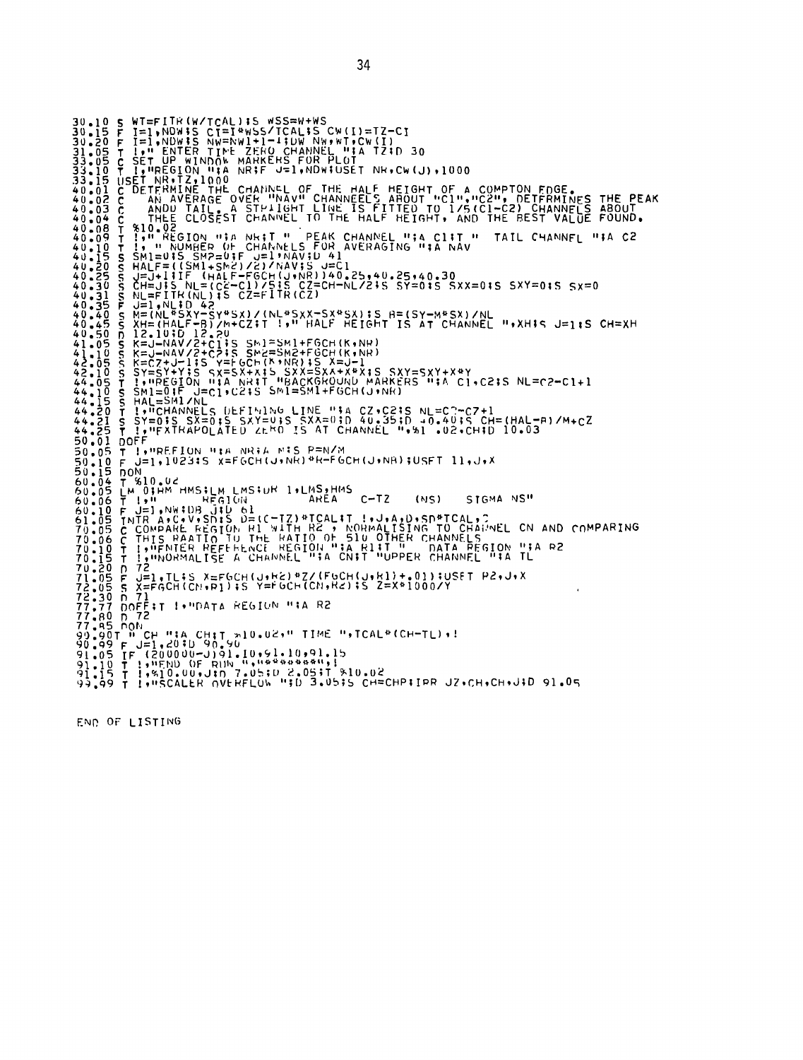```
30.10 S WT=FITR(W/TCAL)!S WSS=W+WS
30.15 F I=1,NDW!S CI=I*WSS/TCAL!S CW(I)=TZ-CI
30.20 F I=1,NDW!S NW=NW1+1-I!DW NW,WT,CW(I)
31.05 T !," ENTER TIME ZERO CHANNEL "!A TZ!D 30
33.05 C SET UP WINDOW MARKERS FOR PLOT
33.10 T !,"REGION "!A NR!F J=1,NDW!USET NR,CW(J),1000
33.15 USET NR,TZ,1000
40.01 C DETERMINE THE CHANNEL OF THE HALF HEIGHT OF A COMPTON EDGE.
40.02 C    AN AVERAGE OVER "NAV" CHANNEELS ABOUT "C1","C2", DETERMINES THE PEAK
40.03 C    ANDD TAIL. A STRAIGHT LINE IS FITTED TO 1/5(C1-C2) CHANNELS ABOUT
40.04 C    THEE CLOSEST CHANNEL TO THE HALF HEIGHT, AND THE BEST VALUE FOUND.
40.08 T %10.02
40.09 T !," REGION "!A NR!T "  PEAK CHANNEL "!A C1!T "  TAIL CHANNEL "!A C2
40.10 T !, " NUMBER OF CHANNELS FOR AVERAGING "!A NAV
40.15 S SM1=0!S SM2=0!F J=1,NAV!D 41
40.20 S HALF=((SM1+SM2)/2)/NAV!S J=C1
40.25 S J=J+1!IF (HALF-FGCH(J,NR))40.25,40.25,40.30
40.30 S CH=J!S NL=(C2-C1)/5!S CZ=CH-NL/2!S SY=0!S SXX=0!S SXY=0!S SX=0
40.31 S NL=FITR(NL)!S CZ=FITR(CZ)
40.35 F J=1,NL!D 42
40.40 S M=(NL*SXY-SY*SX)/(NL*SXX-SX*SX)!S B=(SY-M*SX)/NL
40.45 S XH=(HALF-B)/M+CZ!T !," HALF HEIGHT IS AT CHANNEL ",XH!S J=1!S CH=XH
40.50 D 12.10!D 12.20
41.05 S K=J-NAV/2+C1!S SM1=SM1+FGCH(K,NR)
41.10 S K=J-NAV/2+C2!S SM2=SM2+FGCH(K,NR)
42.05 S K=CZ+J-1!S Y=FGCH(K,NR)!S X=J-1
42.10 S SY=SY+Y!S SX=SX+X!S SXX=SXX+X*X!S SXY=SXY+X*Y
44.05 T !,"REGION "!A NR!T "BACKGROUND MARKERS "!A C1,C2!S NL=C2-C1+1
44.10 S SM1=0!F J=C1,C2!S SM1=SM1+FGCH(J,NR)
44.15 S HAL=SM1/NL
44.20 T !,"CHANNELS DEFINING LINE "!A CZ,C2!S NL=C2-CZ+1
44.21 S SY=0!S SX=0!S SXY=0!S SXX=0!D 40.35!D 40.40!S CH=(HAL-B)/M+CZ
44.25 T !,"EXTRAPOLATED ZERO IS AT CHANNEL ",%1 .02,CH!D 10.03
50.01 DOFF
50.05 T !,"REFION "!A NR!A M!S P=N/M
50.10 F J=1,1023!S X=FGCH(J,NR)*P-FGCH(J,NB)!USET 11,J,X
50.15 DON
60.04 T %10.02
60.05 LM 0!HM HMS!LM LMS!DR 1,LMS,HMS
60.06 T !,"      REGION          AREA    C-TZ    (NS)    SIGMA NS"
60.10 F J=1,NW!DB J!D 61
61.05 INTR A,C,V,SD!S D=(C-TZ)*TCAL!T !,J,A,D,SD*TCAL,!
70.05 C COMPARE REGION R1 WITH R2 , NORMALISING TO CHANNEL CN AND COMPARING
70.06 C THIS RAATIO TO THE RATIO OF 510 OTHER CHANNELS
70.10 T !,"ENTER REFERENCE REGION "!A R1!T "   DATA REGION "!A R2
70.15 T !,"NORMALISE A CHANNEL "!A CN!T "UPPER CHANNEL "!A TL
70.20 D 72
71.05 F J=1,TL!S X=FGCH(J,R2)*Z/(FGCH(J,R1)+.01)!USET R2,J,X
72.05 S X=FGCH(CN,R1)!S Y=FGCH(CN,R2)!S Z=X*1000/Y
72.30 D 71
77.77 DOFF!T !,"DATA REGION "!A R2
77.80 D 72
77.85 DON
90.90T " CH "!A CH!T %10.02," TIME ",TCAL*(CH-TL),!
90.99 F J=1,20!D 90.90
91.05 IF (200000-J)91.10,91.10,91.15
91.10 T !,"END OF RUN ","********",!
91.15 T !,%10.00,J!D 7.05!D 2.05!T %10.02
99.99 T !,"SCALER OVERFLOW "!D 3.05!S CH=CHP!IPR JZ,CH,CH,J!D 91.05
```

END OF LISTING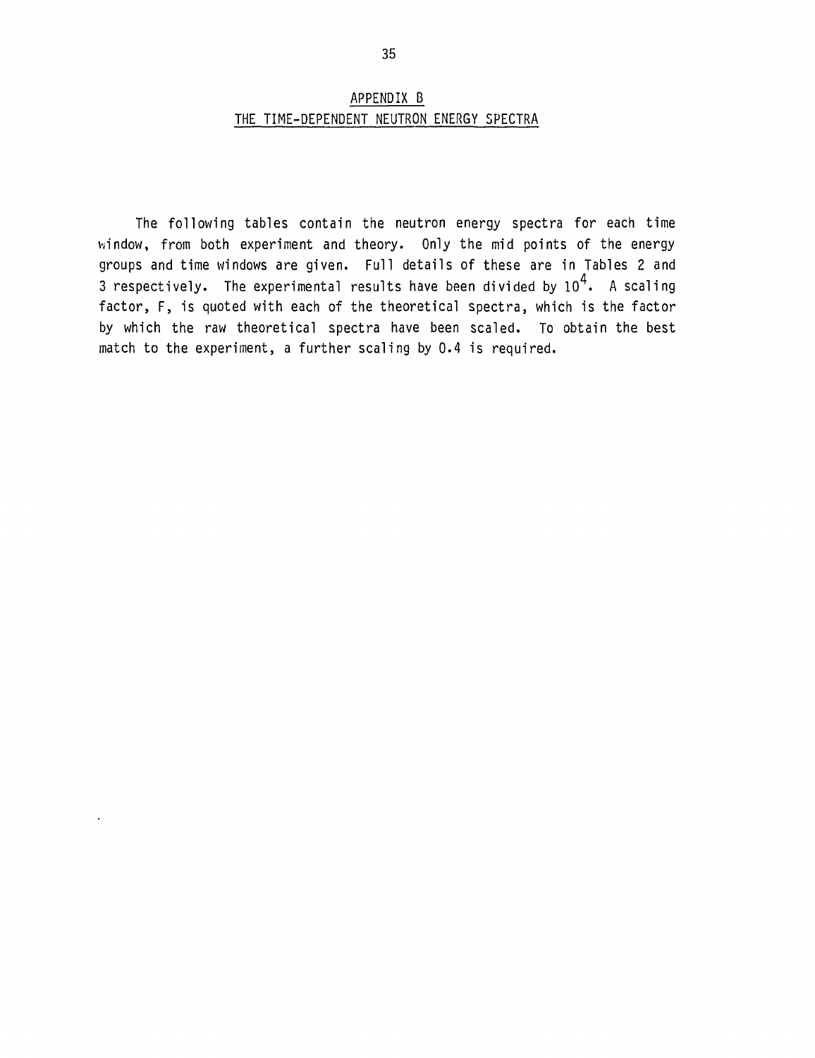# APPENDIX B

## THE TIME-DEPENDENT NEUTRON ENERGY SPECTRA

The following tables contain the neutron energy spectra for each time window, from both experiment and theory. Only the mid points of the energy groups and time windows are given. Full details of these are in Tables 2 and 3 respectively. The experimental results have been divided by $10^4$. A scaling factor, F, is quoted with each of the theoretical spectra, which is the factor by which the raw theoretical spectra have been scaled. To obtain the best match to the experiment, a further scaling by 0.4 is required.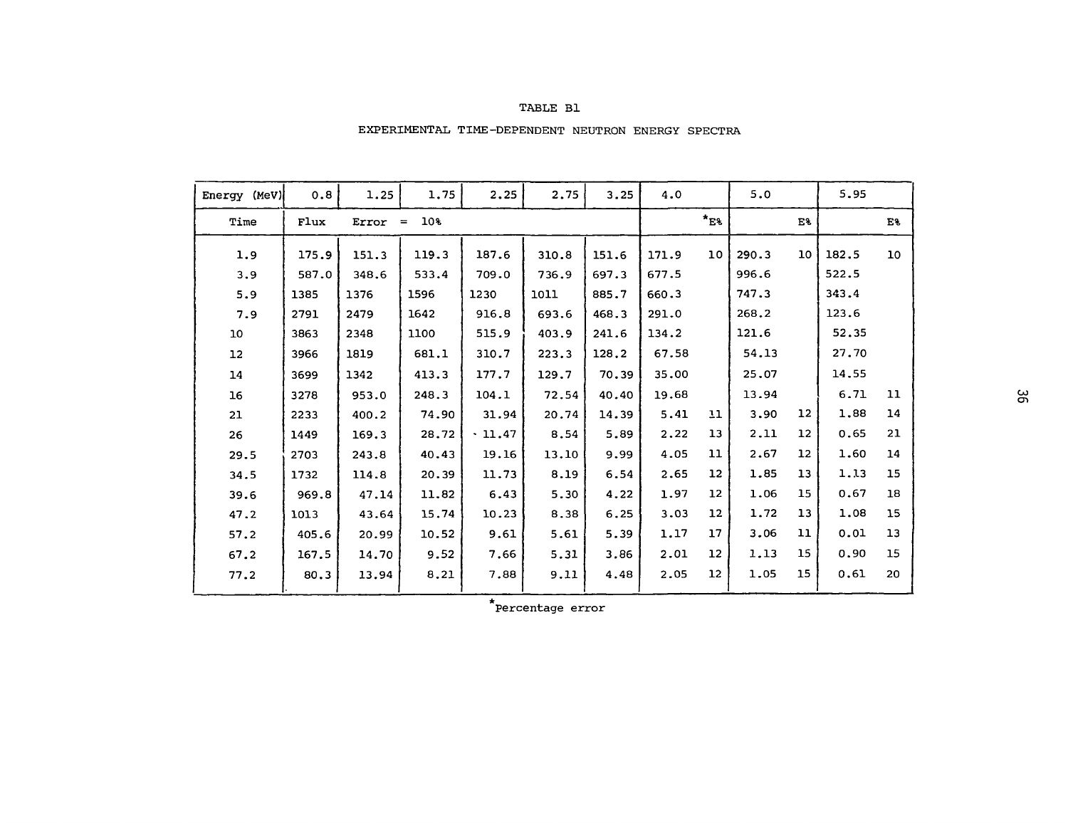TABLE B1

EXPERIMENTAL TIME-DEPENDENT NEUTRON ENERGY SPECTRA

| Energy (MeV) | 0.8 | 1.25 | 1.75 | 2.25 | 2.75 | 3.25 | 4.0 | | 5.0 | | 5.95 | |
|---|---|---|---|---|---|---|---|---|---|---|---|---|
| Time | Flux | Error = 10% | | | | | | *E% | | E% | | E% |
| 1.9 | 175.9 | 151.3 | 119.3 | 187.6 | 310.8 | 151.6 | 171.9 | 10 | 290.3 | 10 | 182.5 | 10 |
| 3.9 | 587.0 | 348.6 | 533.4 | 709.0 | 736.9 | 697.3 | 677.5 | | 996.6 | | 522.5 | |
| 5.9 | 1385 | 1376 | 1596 | 1230 | 1011 | 885.7 | 660.3 | | 747.3 | | 343.4 | |
| 7.9 | 2791 | 2479 | 1642 | 916.8 | 693.6 | 468.3 | 291.0 | | 268.2 | | 123.6 | |
| 10 | 3863 | 2348 | 1100 | 515.9 | 403.9 | 241.6 | 134.2 | | 121.6 | | 52.35 | |
| 12 | 3966 | 1819 | 681.1 | 310.7 | 223.3 | 128.2 | 67.58 | | 54.13 | | 27.70 | |
| 14 | 3699 | 1342 | 413.3 | 177.7 | 129.7 | 70.39 | 35.00 | | 25.07 | | 14.55 | |
| 16 | 3278 | 953.0 | 248.3 | 104.1 | 72.54 | 40.40 | 19.68 | | 13.94 | | 6.71 | 11 |
| 21 | 2233 | 400.2 | 74.90 | 31.94 | 20.74 | 14.39 | 5.41 | 11 | 3.90 | 12 | 1.88 | 14 |
| 26 | 1449 | 169.3 | 28.72 | 11.47 | 8.54 | 5.89 | 2.22 | 13 | 2.11 | 12 | 0.65 | 21 |
| 29.5 | 2703 | 243.8 | 40.43 | 19.16 | 13.10 | 9.99 | 4.05 | 11 | 2.67 | 12 | 1.60 | 14 |
| 34.5 | 1732 | 114.8 | 20.39 | 11.73 | 8.19 | 6.54 | 2.65 | 12 | 1.85 | 13 | 1.13 | 15 |
| 39.6 | 969.8 | 47.14 | 11.82 | 6.43 | 5.30 | 4.22 | 1.97 | 12 | 1.06 | 15 | 0.67 | 18 |
| 47.2 | 1013 | 43.64 | 15.74 | 10.23 | 8.38 | 6.25 | 3.03 | 12 | 1.72 | 13 | 1.08 | 15 |
| 57.2 | 405.6 | 20.99 | 10.52 | 9.61 | 5.61 | 5.39 | 1.17 | 17 | 3.06 | 11 | 0.01 | 13 |
| 67.2 | 167.5 | 14.70 | 9.52 | 7.66 | 5.31 | 3.86 | 2.01 | 12 | 1.13 | 15 | 0.90 | 15 |
| 77.2 | 80.3 | 13.94 | 8.21 | 7.88 | 9.11 | 4.48 | 2.05 | 12 | 1.05 | 15 | 0.61 | 20 |

*Percentage error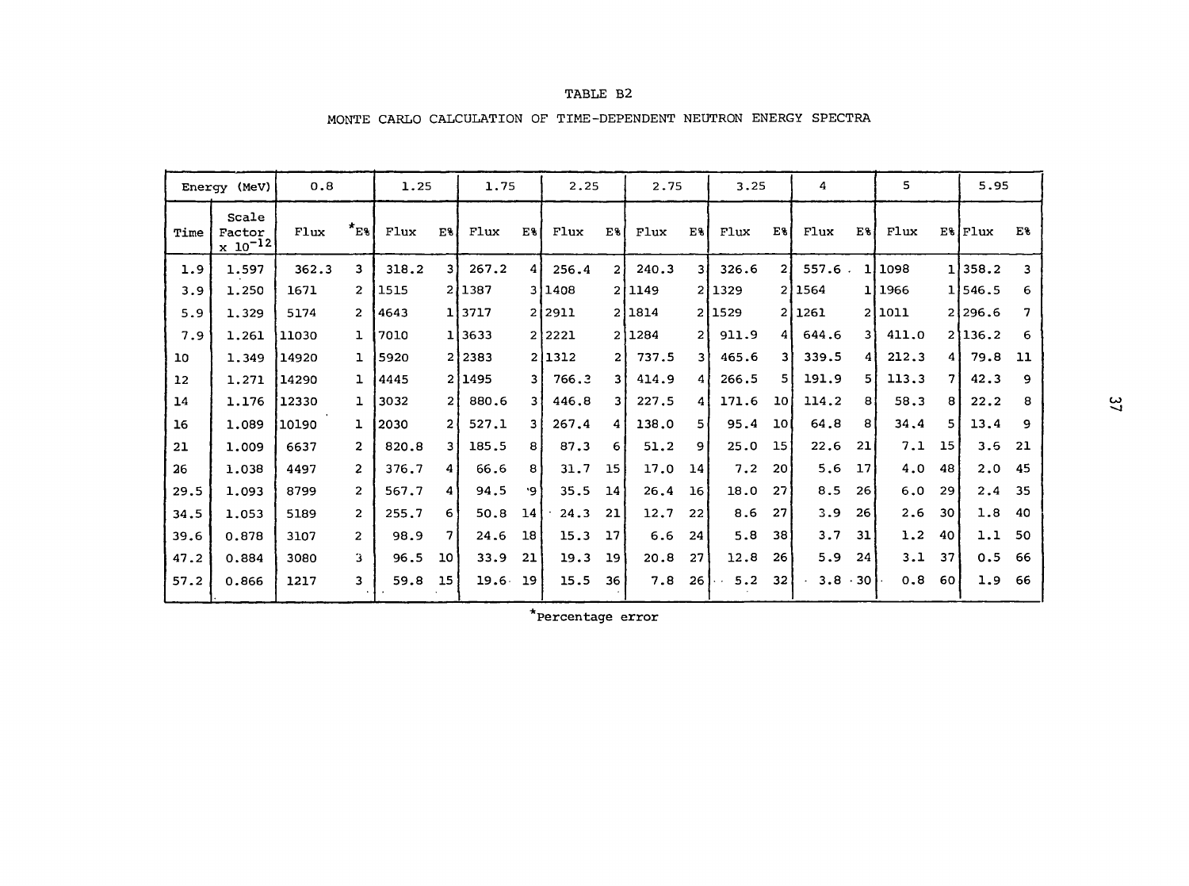TABLE B2

MONTE CARLO CALCULATION OF TIME-DEPENDENT NEUTRON ENERGY SPECTRA

| Energy (MeV) | | 0.8 | | 1.25 | | 1.75 | | 2.25 | | 2.75 | | 3.25 | | 4 | | 5 | | 5.95 | |
|---|---|---|---|---|---|---|---|---|---|---|---|---|---|---|---|---|---|---|---|
| Time | Scale Factor $\times 10^{-12}$ | Flux | *E% | Flux | E% | Flux | E% | Flux | E% | Flux | E% | Flux | E% | Flux | E% | Flux | E% | Flux | E% |
| 1.9 | 1.597 | 362.3 | 3 | 318.2 | 3 | 267.2 | 4 | 256.4 | 2 | 240.3 | 3 | 326.6 | 2 | 557.6 | 1 | 1098 | 1 | 358.2 | 3 |
| 3.9 | 1.250 | 1671 | 2 | 1515 | 2 | 1387 | 3 | 1408 | 2 | 1149 | 2 | 1329 | 2 | 1564 | 1 | 1966 | 1 | 546.5 | 6 |
| 5.9 | 1.329 | 5174 | 2 | 4643 | 1 | 3717 | 2 | 2911 | 2 | 1814 | 2 | 1529 | 2 | 1261 | 2 | 1011 | 2 | 296.6 | 7 |
| 7.9 | 1.261 | 11030 | 1 | 7010 | 1 | 3633 | 2 | 2221 | 2 | 1284 | 2 | 911.9 | 4 | 644.6 | 3 | 411.0 | 2 | 136.2 | 6 |
| 10 | 1.349 | 14920 | 1 | 5920 | 2 | 2383 | 2 | 1312 | 2 | 737.5 | 3 | 465.6 | 3 | 339.5 | 4 | 212.3 | 4 | 79.8 | 11 |
| 12 | 1.271 | 14290 | 1 | 4445 | 2 | 1495 | 3 | 766.3 | 3 | 414.9 | 4 | 266.5 | 5 | 191.9 | 5 | 113.3 | 7 | 42.3 | 9 |
| 14 | 1.176 | 12330 | 1 | 3032 | 2 | 880.6 | 3 | 446.8 | 3 | 227.5 | 4 | 171.6 | 10 | 114.2 | 8 | 58.3 | 8 | 22.2 | 8 |
| 16 | 1.089 | 10190 | 1 | 2030 | 2 | 527.1 | 3 | 267.4 | 4 | 138.0 | 5 | 95.4 | 10 | 64.8 | 8 | 34.4 | 5 | 13.4 | 9 |
| 21 | 1.009 | 6637 | 2 | 820.8 | 3 | 185.5 | 8 | 87.3 | 6 | 51.2 | 9 | 25.0 | 15 | 22.6 | 21 | 7.1 | 15 | 3.6 | 21 |
| 26 | 1.038 | 4497 | 2 | 376.7 | 4 | 66.6 | 8 | 31.7 | 15 | 17.0 | 14 | 7.2 | 20 | 5.6 | 17 | 4.0 | 48 | 2.0 | 45 |
| 29.5 | 1.093 | 8799 | 2 | 567.7 | 4 | 94.5 | 9 | 35.5 | 14 | 26.4 | 16 | 18.0 | 27 | 8.5 | 26 | 6.0 | 29 | 2.4 | 35 |
| 34.5 | 1.053 | 5189 | 2 | 255.7 | 6 | 50.8 | 14 | 24.3 | 21 | 12.7 | 22 | 8.6 | 27 | 3.9 | 26 | 2.6 | 30 | 1.8 | 40 |
| 39.6 | 0.878 | 3107 | 2 | 98.9 | 7 | 24.6 | 18 | 15.3 | 17 | 6.6 | 24 | 5.8 | 38 | 3.7 | 31 | 1.2 | 40 | 1.1 | 50 |
| 47.2 | 0.884 | 3080 | 3 | 96.5 | 10 | 33.9 | 21 | 19.3 | 19 | 20.8 | 27 | 12.8 | 26 | 5.9 | 24 | 3.1 | 37 | 0.5 | 66 |
| 57.2 | 0.866 | 1217 | 3 | 59.8 | 15 | 19.6 | 19 | 15.5 | 36 | 7.8 | 26 | 5.2 | 32 | 3.8 | 30 | 0.8 | 60 | 1.9 | 66 |

*Percentage error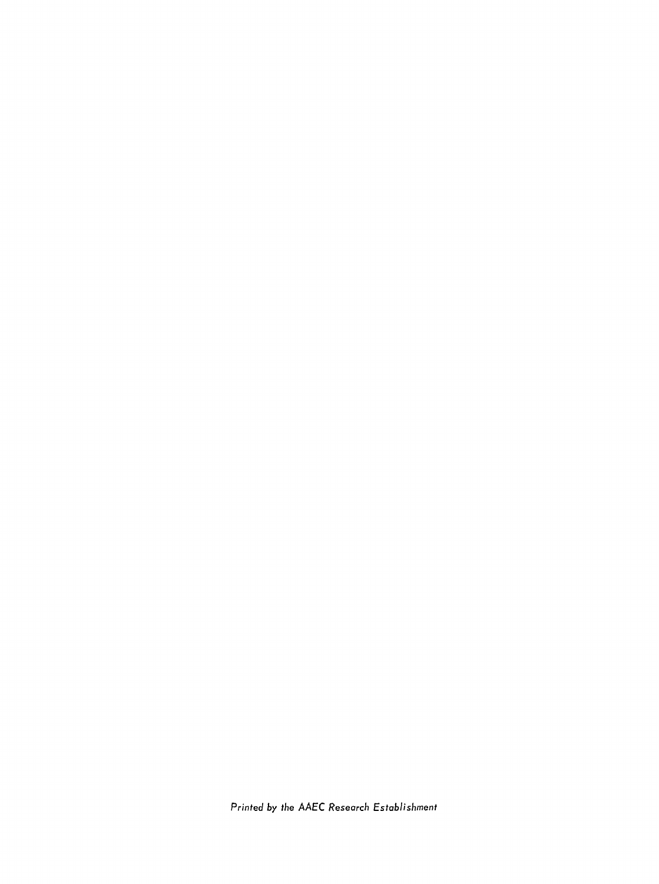*Printed by the AAEC Research Establishment*